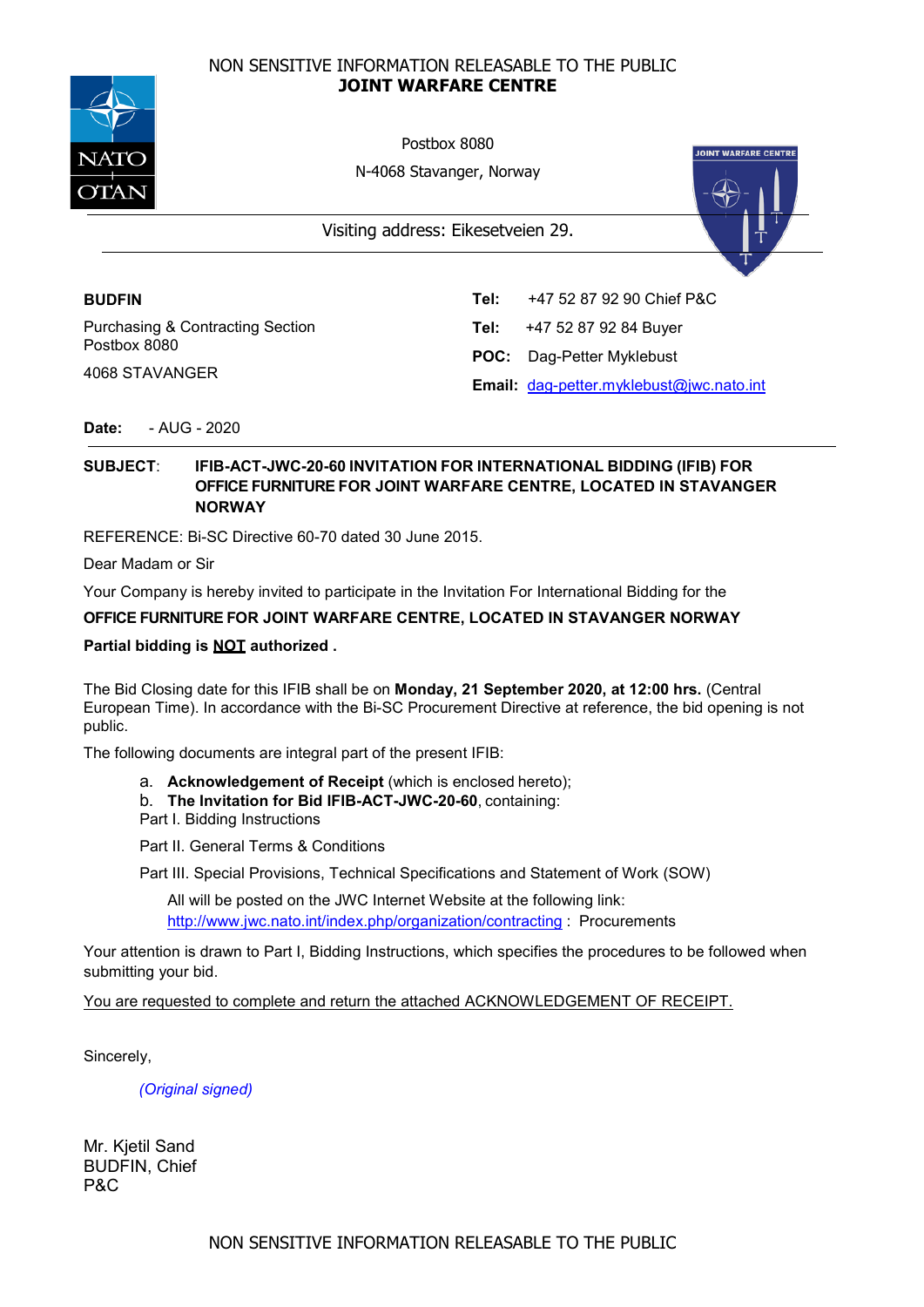NON SENSITIVE INFORMATION RELEASABLE TO THE PUBLIC

**JOINT WARFARE CENTRE**

Postbox 8080

N-4068 Stavanger, Norway

Visiting address: Eikesetveien 29.

**BUDFIN**

Purchasing & Contracting Section
Postbox 8080

4068 STAVANGER

**Tel:** +47 52 87 92 90 Chief P&C

**Tel:** +47 52 87 92 84 Buyer

**POC:** Dag-Petter Myklebust

**Email:** dag-petter.myklebust@jwc.nato.int

**Date:** - AUG - 2020

**SUBJECT**: **IFIB-ACT-JWC-20-60 INVITATION FOR INTERNATIONAL BIDDING (IFIB) FOR OFFICE FURNITURE FOR JOINT WARFARE CENTRE, LOCATED IN STAVANGER NORWAY**

REFERENCE: Bi-SC Directive 60-70 dated 30 June 2015.

Dear Madam or Sir

Your Company is hereby invited to participate in the Invitation For International Bidding for the

**OFFICE FURNITURE FOR JOINT WARFARE CENTRE, LOCATED IN STAVANGER NORWAY**

**Partial bidding is NOT authorized .**

The Bid Closing date for this IFIB shall be on **Monday, 21 September 2020, at 12:00 hrs.** (Central European Time). In accordance with the Bi-SC Procurement Directive at reference, the bid opening is not public.

The following documents are integral part of the present IFIB:

a. **Acknowledgement of Receipt** (which is enclosed hereto);
b. **The Invitation for Bid IFIB-ACT-JWC-20-60**, containing:

Part I. Bidding Instructions

Part II. General Terms & Conditions

Part III. Special Provisions, Technical Specifications and Statement of Work (SOW)

All will be posted on the JWC Internet Website at the following link: http://www.jwc.nato.int/index.php/organization/contracting : Procurements

Your attention is drawn to Part I, Bidding Instructions, which specifies the procedures to be followed when submitting your bid.

You are requested to complete and return the attached ACKNOWLEDGEMENT OF RECEIPT.

Sincerely,

*(Original signed)*

Mr. Kjetil Sand
BUDFIN, Chief
P&C

NON SENSITIVE INFORMATION RELEASABLE TO THE PUBLIC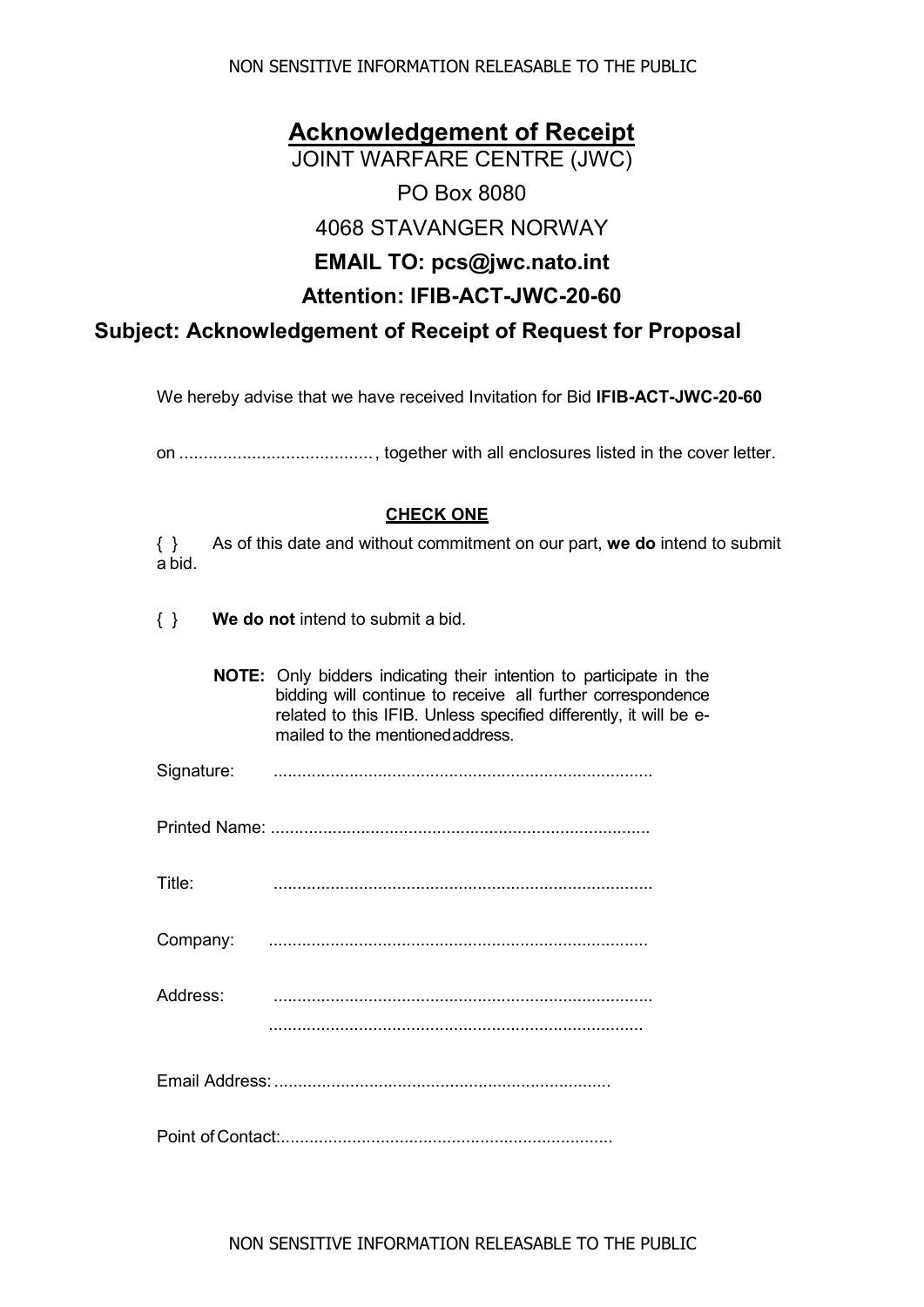# Acknowledgement of Receipt

JOINT WARFARE CENTRE (JWC)

PO Box 8080

4068 STAVANGER NORWAY

**EMAIL TO: pcs@jwc.nato.int**

**Attention: IFIB-ACT-JWC-20-60**

## Subject: Acknowledgement of Receipt of Request for Proposal

We hereby advise that we have received Invitation for Bid **IFIB-ACT-JWC-20-60**

on ........................................, together with all enclosures listed in the cover letter.

**CHECK ONE**

{ } As of this date and without commitment on our part, **we do** intend to submit a bid.

{ } **We do not** intend to submit a bid.

**NOTE:** Only bidders indicating their intention to participate in the bidding will continue to receive all further correspondence related to this IFIB. Unless specified differently, it will be e-mailed to the mentioned address.

Signature: ...............................................................................

Printed Name: ...............................................................................

Title: ...............................................................................

Company: ...............................................................................

Address: ...............................................................................

...............................................................................

Email Address: .......................................................................

Point of Contact: .....................................................................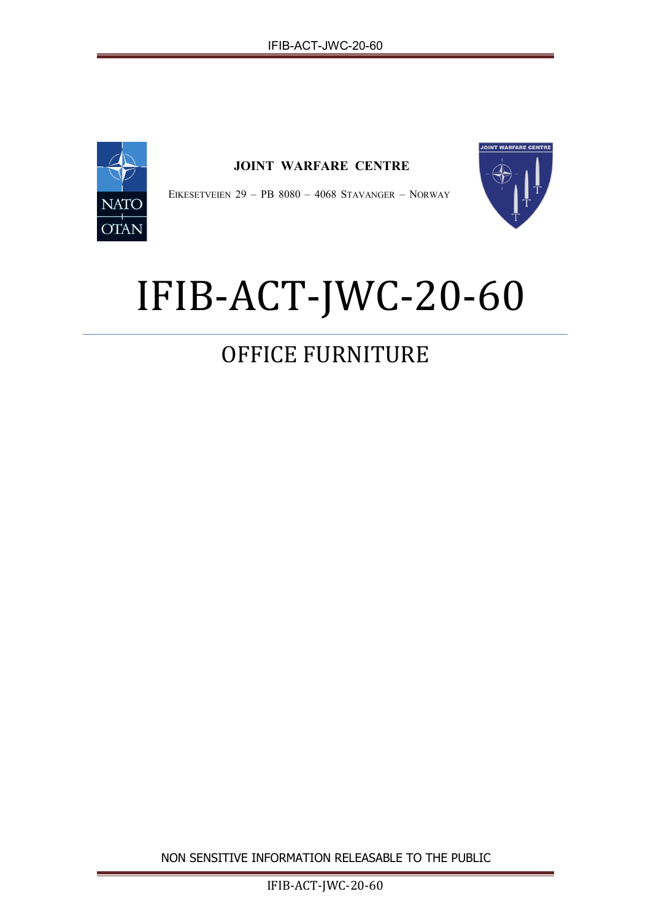**JOINT WARFARE CENTRE**

EIKESETVEIEN 29 – PB 8080 – 4068 STAVANGER – NORWAY

# IFIB-ACT-JWC-20-60

## OFFICE FURNITURE

NON SENSITIVE INFORMATION RELEASABLE TO THE PUBLIC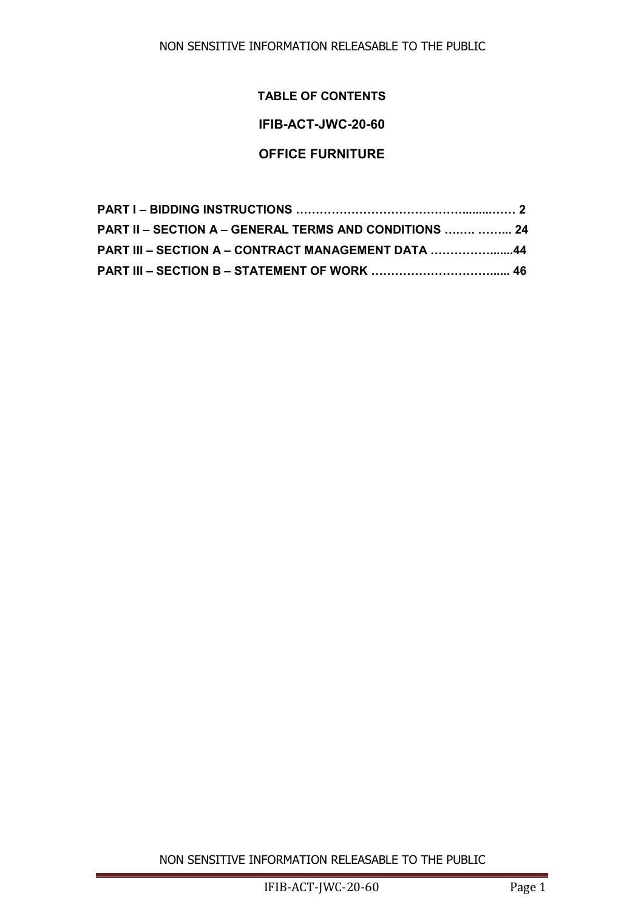**TABLE OF CONTENTS**

**IFIB-ACT-JWC-20-60**

**OFFICE FURNITURE**

**PART I – BIDDING INSTRUCTIONS ……………………………………..........…… 2**

**PART II – SECTION A – GENERAL TERMS AND CONDITIONS …..… ……... 24**

**PART III – SECTION A – CONTRACT MANAGEMENT DATA ……………......44**

**PART III – SECTION B – STATEMENT OF WORK …………………………..... 46**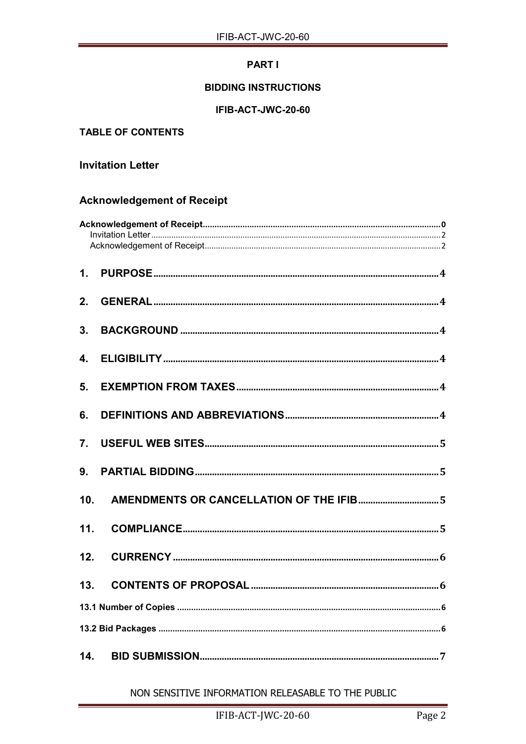# PART I

## BIDDING INSTRUCTIONS

## IFIB-ACT-JWC-20-60

**TABLE OF CONTENTS**

**Invitation Letter**

**Acknowledgement of Receipt**

**Acknowledgement of Receipt** .......... 0
Invitation Letter .......... 2
Acknowledgement of Receipt .......... 2

**1. PURPOSE** .......... 4

**2. GENERAL** .......... 4

**3. BACKGROUND** .......... 4

**4. ELIGIBILITY** .......... 4

**5. EXEMPTION FROM TAXES** .......... 4

**6. DEFINITIONS AND ABBREVIATIONS** .......... 4

**7. USEFUL WEB SITES** .......... 5

**9. PARTIAL BIDDING** .......... 5

**10. AMENDMENTS OR CANCELLATION OF THE IFIB** .......... 5

**11. COMPLIANCE** .......... 5

**12. CURRENCY** .......... 6

**13. CONTENTS OF PROPOSAL** .......... 6

**13.1 Number of Copies** .......... 6

**13.2 Bid Packages** .......... 6

**14. BID SUBMISSION** .......... 7

NON SENSITIVE INFORMATION RELEASABLE TO THE PUBLIC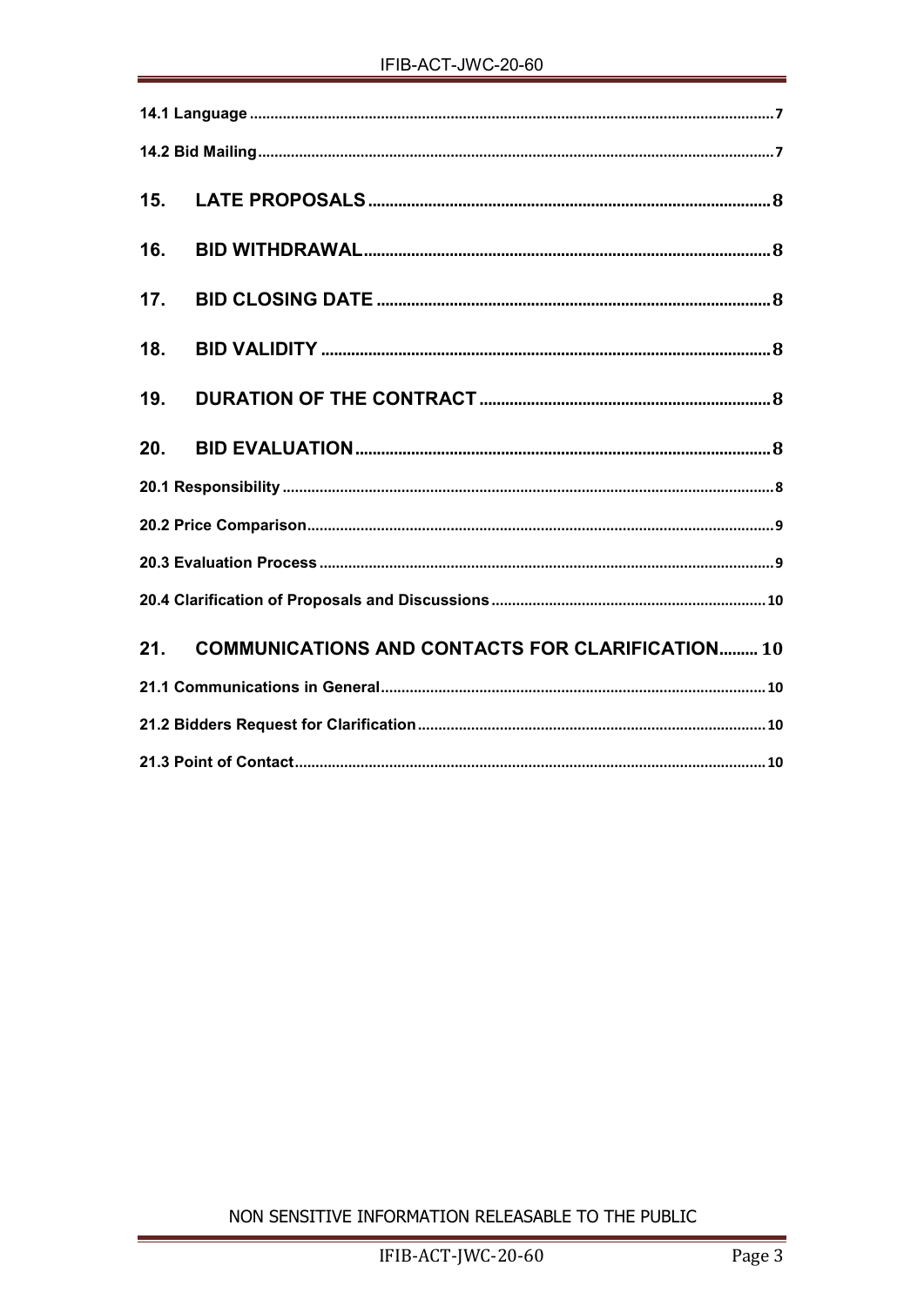14.1 Language ..................................................................................................................................7

14.2 Bid Mailing..............................................................................................................................7

15. LATE PROPOSALS ............................................................................................ 8

16. BID WITHDRAWAL............................................................................................ 8

17. BID CLOSING DATE ......................................................................................... 8

18. BID VALIDITY .................................................................................................... 8

19. DURATION OF THE CONTRACT ..................................................................... 8

20. BID EVALUATION .............................................................................................. 8

20.1 Responsibility .........................................................................................................................8

20.2 Price Comparison.....................................................................................................................9

20.3 Evaluation Process ..................................................................................................................9

20.4 Clarification of Proposals and Discussions .............................................................................10

21. COMMUNICATIONS AND CONTACTS FOR CLARIFICATION......... 10

21.1 Communications in General....................................................................................................10

21.2 Bidders Request for Clarification............................................................................................10

21.3 Point of Contact.....................................................................................................................10

NON SENSITIVE INFORMATION RELEASABLE TO THE PUBLIC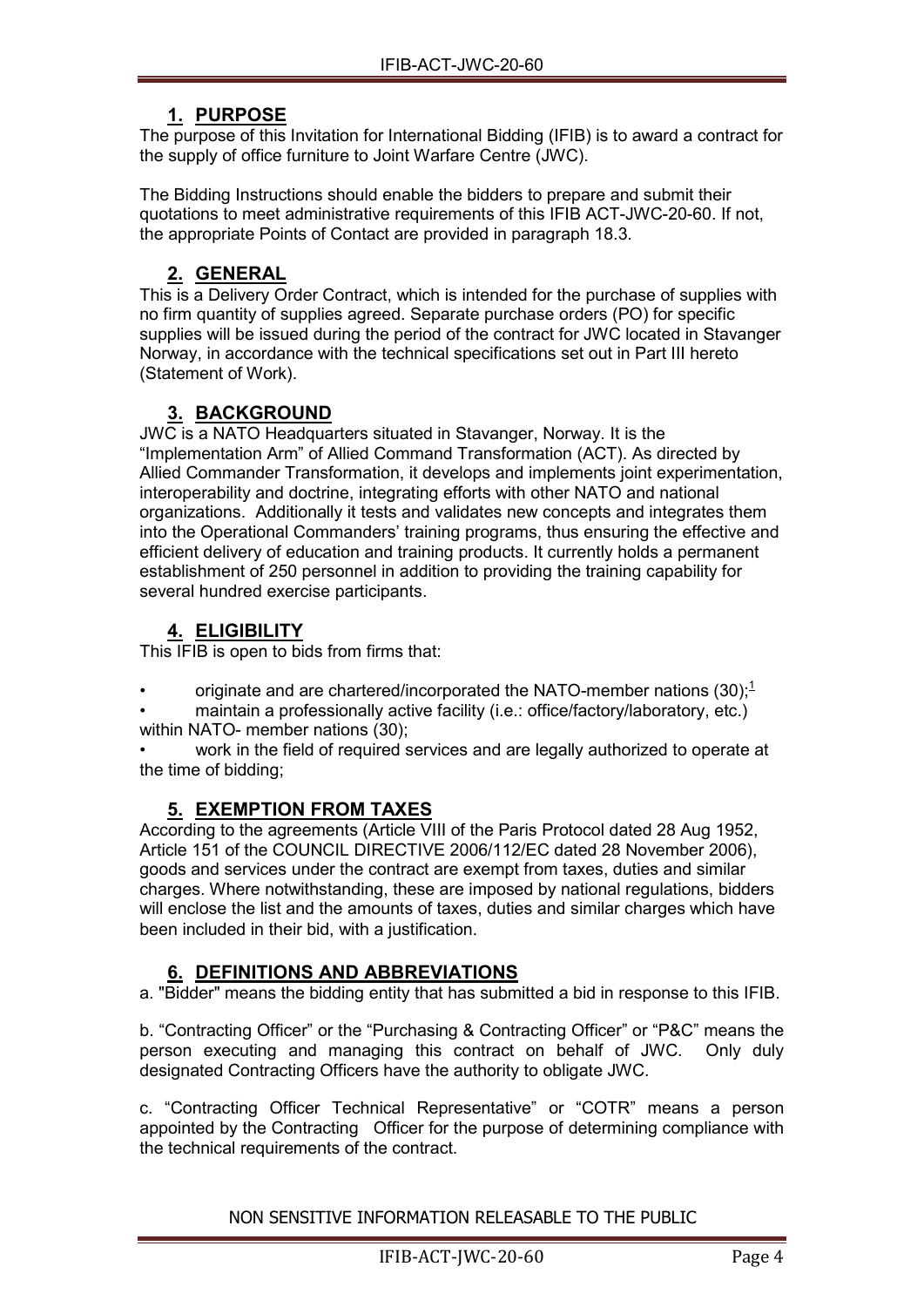## 1. PURPOSE

The purpose of this Invitation for International Bidding (IFIB) is to award a contract for the supply of office furniture to Joint Warfare Centre (JWC).

The Bidding Instructions should enable the bidders to prepare and submit their quotations to meet administrative requirements of this IFIB ACT-JWC-20-60. If not, the appropriate Points of Contact are provided in paragraph 18.3.

## 2. GENERAL

This is a Delivery Order Contract, which is intended for the purchase of supplies with no firm quantity of supplies agreed. Separate purchase orders (PO) for specific supplies will be issued during the period of the contract for JWC located in Stavanger Norway, in accordance with the technical specifications set out in Part III hereto (Statement of Work).

## 3. BACKGROUND

JWC is a NATO Headquarters situated in Stavanger, Norway. It is the "Implementation Arm" of Allied Command Transformation (ACT). As directed by Allied Commander Transformation, it develops and implements joint experimentation, interoperability and doctrine, integrating efforts with other NATO and national organizations. Additionally it tests and validates new concepts and integrates them into the Operational Commanders' training programs, thus ensuring the effective and efficient delivery of education and training products. It currently holds a permanent establishment of 250 personnel in addition to providing the training capability for several hundred exercise participants.

## 4. ELIGIBILITY

This IFIB is open to bids from firms that:

- originate and are chartered/incorporated the NATO-member nations (30);[1]
- maintain a professionally active facility (i.e.: office/factory/laboratory, etc.) within NATO- member nations (30);
- work in the field of required services and are legally authorized to operate at the time of bidding;

## 5. EXEMPTION FROM TAXES

According to the agreements (Article VIII of the Paris Protocol dated 28 Aug 1952, Article 151 of the COUNCIL DIRECTIVE 2006/112/EC dated 28 November 2006), goods and services under the contract are exempt from taxes, duties and similar charges. Where notwithstanding, these are imposed by national regulations, bidders will enclose the list and the amounts of taxes, duties and similar charges which have been included in their bid, with a justification.

## 6. DEFINITIONS AND ABBREVIATIONS

a. "Bidder" means the bidding entity that has submitted a bid in response to this IFIB.

b. "Contracting Officer" or the "Purchasing & Contracting Officer" or "P&C" means the person executing and managing this contract on behalf of JWC. Only duly designated Contracting Officers have the authority to obligate JWC.

c. "Contracting Officer Technical Representative" or "COTR" means a person appointed by the Contracting Officer for the purpose of determining compliance with the technical requirements of the contract.

NON SENSITIVE INFORMATION RELEASABLE TO THE PUBLIC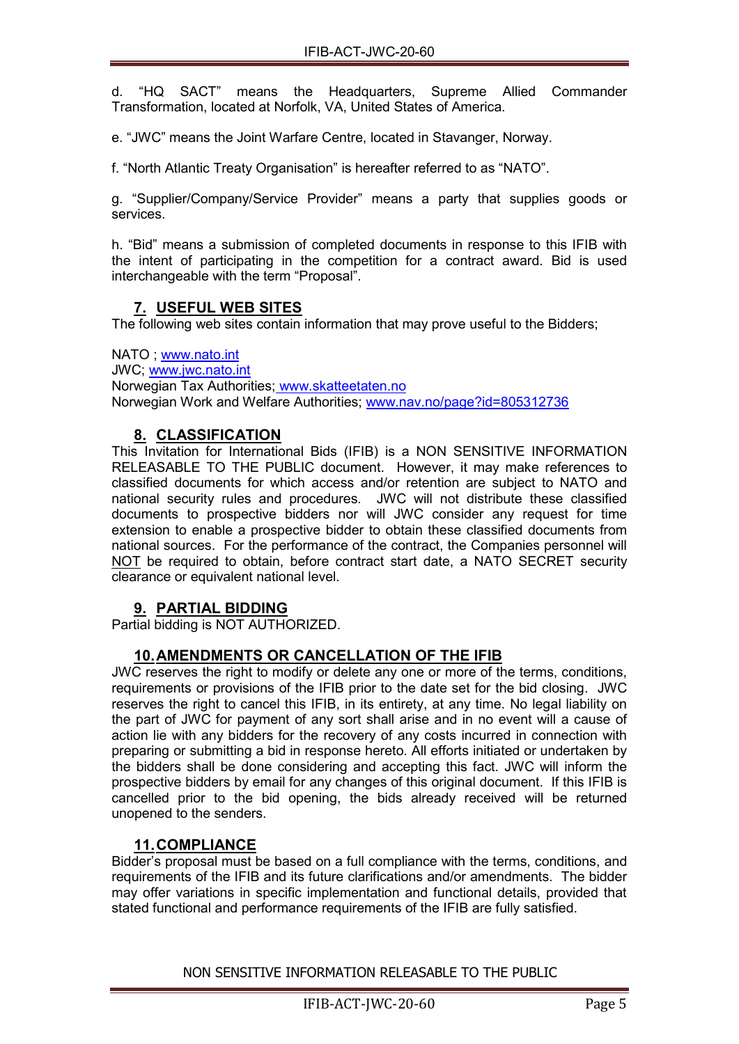d. “HQ SACT” means the Headquarters, Supreme Allied Commander Transformation, located at Norfolk, VA, United States of America.

e. “JWC” means the Joint Warfare Centre, located in Stavanger, Norway.

f. “North Atlantic Treaty Organisation” is hereafter referred to as “NATO”.

g. “Supplier/Company/Service Provider” means a party that supplies goods or services.

h. “Bid” means a submission of completed documents in response to this IFIB with the intent of participating in the competition for a contract award. Bid is used interchangeable with the term “Proposal”.

## 7. USEFUL WEB SITES

The following web sites contain information that may prove useful to the Bidders;

NATO ; www.nato.int
JWC; www.jwc.nato.int
Norwegian Tax Authorities; www.skatteetaten.no
Norwegian Work and Welfare Authorities; www.nav.no/page?id=805312736

## 8. CLASSIFICATION

This Invitation for International Bids (IFIB) is a NON SENSITIVE INFORMATION RELEASABLE TO THE PUBLIC document. However, it may make references to classified documents for which access and/or retention are subject to NATO and national security rules and procedures. JWC will not distribute these classified documents to prospective bidders nor will JWC consider any request for time extension to enable a prospective bidder to obtain these classified documents from national sources. For the performance of the contract, the Companies personnel will NOT be required to obtain, before contract start date, a NATO SECRET security clearance or equivalent national level.

## 9. PARTIAL BIDDING

Partial bidding is NOT AUTHORIZED.

## 10. AMENDMENTS OR CANCELLATION OF THE IFIB

JWC reserves the right to modify or delete any one or more of the terms, conditions, requirements or provisions of the IFIB prior to the date set for the bid closing. JWC reserves the right to cancel this IFIB, in its entirety, at any time. No legal liability on the part of JWC for payment of any sort shall arise and in no event will a cause of action lie with any bidders for the recovery of any costs incurred in connection with preparing or submitting a bid in response hereto. All efforts initiated or undertaken by the bidders shall be done considering and accepting this fact. JWC will inform the prospective bidders by email for any changes of this original document. If this IFIB is cancelled prior to the bid opening, the bids already received will be returned unopened to the senders.

## 11. COMPLIANCE

Bidder’s proposal must be based on a full compliance with the terms, conditions, and requirements of the IFIB and its future clarifications and/or amendments. The bidder may offer variations in specific implementation and functional details, provided that stated functional and performance requirements of the IFIB are fully satisfied.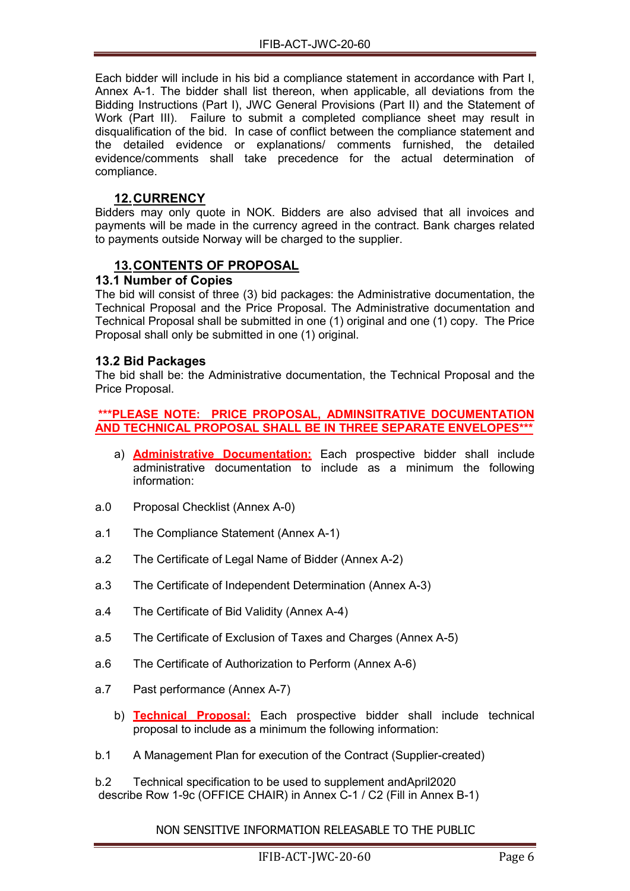Each bidder will include in his bid a compliance statement in accordance with Part I, Annex A-1. The bidder shall list thereon, when applicable, all deviations from the Bidding Instructions (Part I), JWC General Provisions (Part II) and the Statement of Work (Part III). Failure to submit a completed compliance sheet may result in disqualification of the bid. In case of conflict between the compliance statement and the detailed evidence or explanations/ comments furnished, the detailed evidence/comments shall take precedence for the actual determination of compliance.

## 12. CURRENCY

Bidders may only quote in NOK. Bidders are also advised that all invoices and payments will be made in the currency agreed in the contract. Bank charges related to payments outside Norway will be charged to the supplier.

## 13. CONTENTS OF PROPOSAL

### 13.1 Number of Copies

The bid will consist of three (3) bid packages: the Administrative documentation, the Technical Proposal and the Price Proposal. The Administrative documentation and Technical Proposal shall be submitted in one (1) original and one (1) copy. The Price Proposal shall only be submitted in one (1) original.

### 13.2 Bid Packages

The bid shall be: the Administrative documentation, the Technical Proposal and the Price Proposal.

**\*\*\*PLEASE NOTE: PRICE PROPOSAL, ADMINSITRATIVE DOCUMENTATION AND TECHNICAL PROPOSAL SHALL BE IN THREE SEPARATE ENVELOPES\*\*\***

a) **Administrative Documentation:** Each prospective bidder shall include administrative documentation to include as a minimum the following information:

a.0 Proposal Checklist (Annex A-0)

a.1 The Compliance Statement (Annex A-1)

a.2 The Certificate of Legal Name of Bidder (Annex A-2)

a.3 The Certificate of Independent Determination (Annex A-3)

a.4 The Certificate of Bid Validity (Annex A-4)

a.5 The Certificate of Exclusion of Taxes and Charges (Annex A-5)

a.6 The Certificate of Authorization to Perform (Annex A-6)

a.7 Past performance (Annex A-7)

b) **Technical Proposal:** Each prospective bidder shall include technical proposal to include as a minimum the following information:

b.1 A Management Plan for execution of the Contract (Supplier-created)

b.2 Technical specification to be used to supplement andApril2020 describe Row 1-9c (OFFICE CHAIR) in Annex C-1 / C2 (Fill in Annex B-1)

NON SENSITIVE INFORMATION RELEASABLE TO THE PUBLIC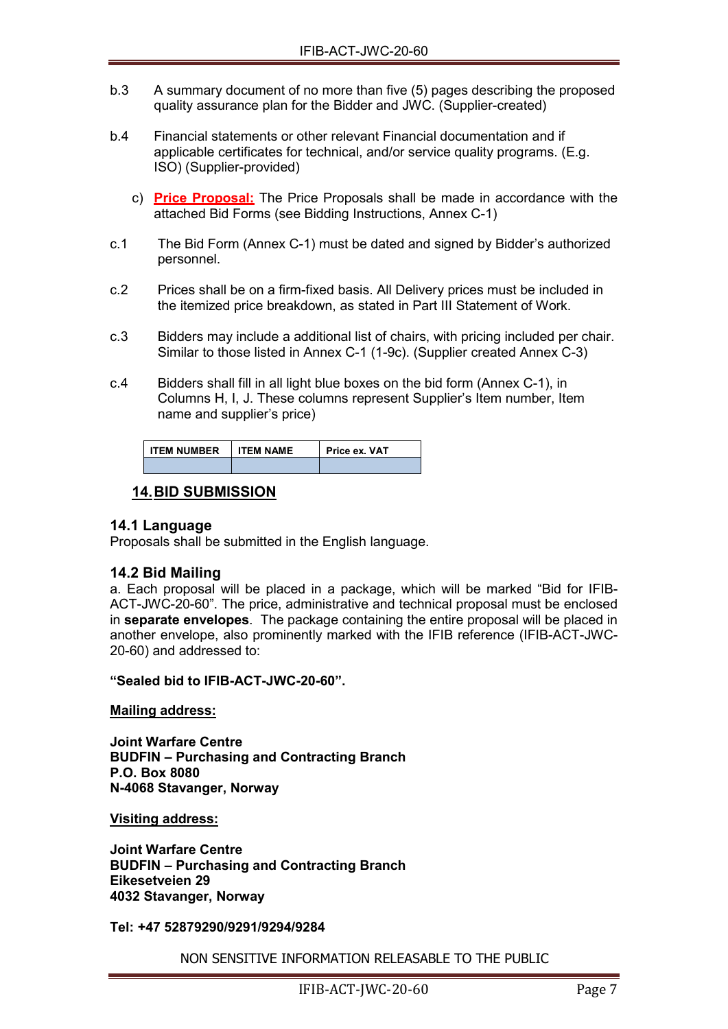b.3 A summary document of no more than five (5) pages describing the proposed quality assurance plan for the Bidder and JWC. (Supplier-created)

b.4 Financial statements or other relevant Financial documentation and if applicable certificates for technical, and/or service quality programs. (E.g. ISO) (Supplier-provided)

c) **Price Proposal:** The Price Proposals shall be made in accordance with the attached Bid Forms (see Bidding Instructions, Annex C-1)

c.1 The Bid Form (Annex C-1) must be dated and signed by Bidder's authorized personnel.

c.2 Prices shall be on a firm-fixed basis. All Delivery prices must be included in the itemized price breakdown, as stated in Part III Statement of Work.

c.3 Bidders may include a additional list of chairs, with pricing included per chair. Similar to those listed in Annex C-1 (1-9c). (Supplier created Annex C-3)

c.4 Bidders shall fill in all light blue boxes on the bid form (Annex C-1), in Columns H, I, J. These columns represent Supplier's Item number, Item name and supplier's price)

| ITEM NUMBER | ITEM NAME | Price ex. VAT |
|---|---|---|
| | | |

## 14. BID SUBMISSION

### 14.1 Language

Proposals shall be submitted in the English language.

### 14.2 Bid Mailing

a. Each proposal will be placed in a package, which will be marked "Bid for IFIB-ACT-JWC-20-60". The price, administrative and technical proposal must be enclosed in **separate envelopes**. The package containing the entire proposal will be placed in another envelope, also prominently marked with the IFIB reference (IFIB-ACT-JWC-20-60) and addressed to:

**"Sealed bid to IFIB-ACT-JWC-20-60".**

**Mailing address:**

**Joint Warfare Centre**
**BUDFIN – Purchasing and Contracting Branch**
**P.O. Box 8080**
**N-4068 Stavanger, Norway**

**Visiting address:**

**Joint Warfare Centre**
**BUDFIN – Purchasing and Contracting Branch**
**Eikesetveien 29**
**4032 Stavanger, Norway**

**Tel: +47 52879290/9291/9294/9284**

NON SENSITIVE INFORMATION RELEASABLE TO THE PUBLIC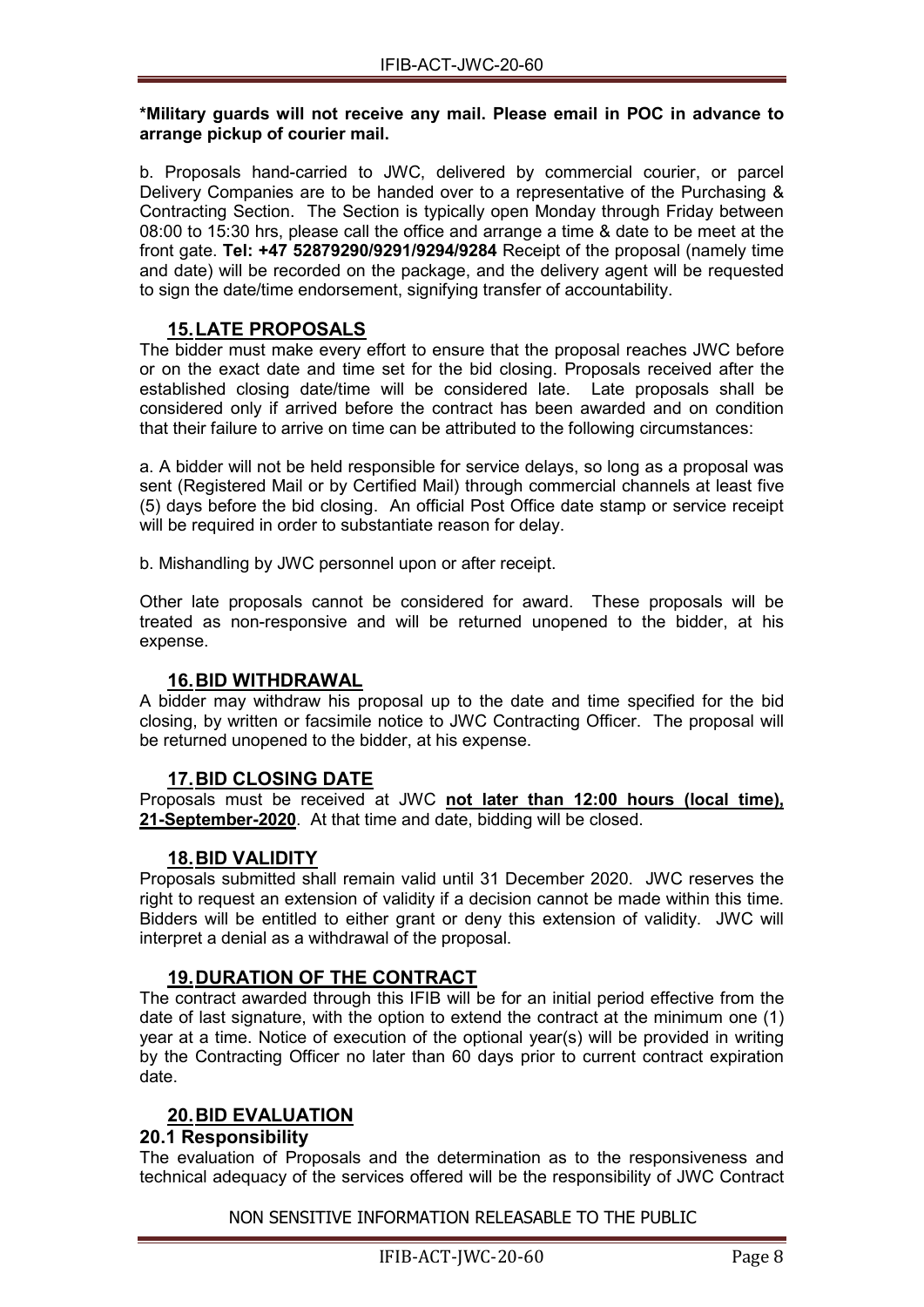**\*Military guards will not receive any mail. Please email in POC in advance to arrange pickup of courier mail.**

b. Proposals hand-carried to JWC, delivered by commercial courier, or parcel Delivery Companies are to be handed over to a representative of the Purchasing & Contracting Section. The Section is typically open Monday through Friday between 08:00 to 15:30 hrs, please call the office and arrange a time & date to be meet at the front gate. **Tel: +47 52879290/9291/9294/9284** Receipt of the proposal (namely time and date) will be recorded on the package, and the delivery agent will be requested to sign the date/time endorsement, signifying transfer of accountability.

## 15. LATE PROPOSALS

The bidder must make every effort to ensure that the proposal reaches JWC before or on the exact date and time set for the bid closing. Proposals received after the established closing date/time will be considered late. Late proposals shall be considered only if arrived before the contract has been awarded and on condition that their failure to arrive on time can be attributed to the following circumstances:

a. A bidder will not be held responsible for service delays, so long as a proposal was sent (Registered Mail or by Certified Mail) through commercial channels at least five (5) days before the bid closing. An official Post Office date stamp or service receipt will be required in order to substantiate reason for delay.

b. Mishandling by JWC personnel upon or after receipt.

Other late proposals cannot be considered for award. These proposals will be treated as non-responsive and will be returned unopened to the bidder, at his expense.

## 16. BID WITHDRAWAL

A bidder may withdraw his proposal up to the date and time specified for the bid closing, by written or facsimile notice to JWC Contracting Officer. The proposal will be returned unopened to the bidder, at his expense.

## 17. BID CLOSING DATE

Proposals must be received at JWC **not later than 12:00 hours (local time), 21-September-2020**. At that time and date, bidding will be closed.

## 18. BID VALIDITY

Proposals submitted shall remain valid until 31 December 2020. JWC reserves the right to request an extension of validity if a decision cannot be made within this time. Bidders will be entitled to either grant or deny this extension of validity. JWC will interpret a denial as a withdrawal of the proposal.

## 19. DURATION OF THE CONTRACT

The contract awarded through this IFIB will be for an initial period effective from the date of last signature, with the option to extend the contract at the minimum one (1) year at a time. Notice of execution of the optional year(s) will be provided in writing by the Contracting Officer no later than 60 days prior to current contract expiration date.

## 20. BID EVALUATION

### 20.1 Responsibility

The evaluation of Proposals and the determination as to the responsiveness and technical adequacy of the services offered will be the responsibility of JWC Contract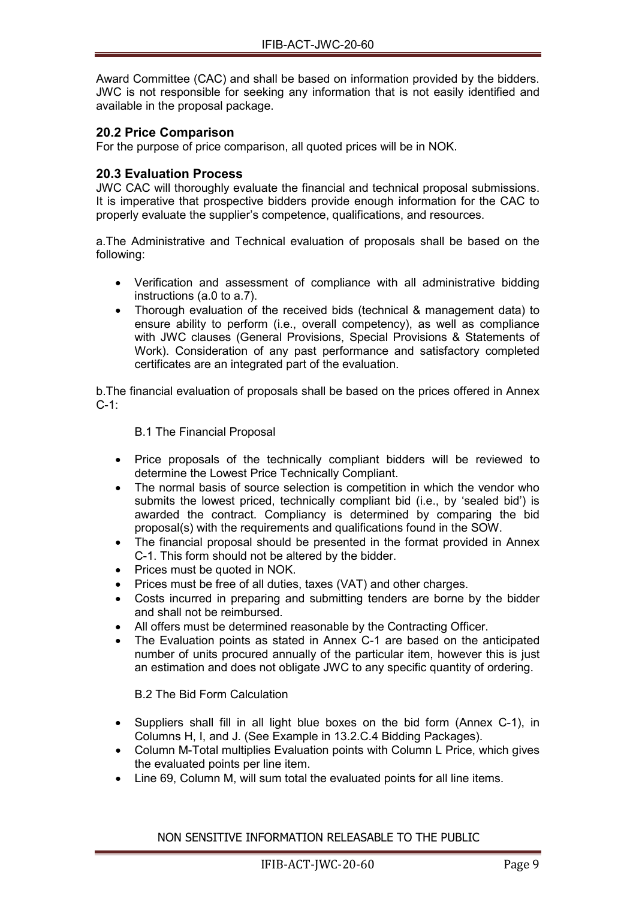Award Committee (CAC) and shall be based on information provided by the bidders. JWC is not responsible for seeking any information that is not easily identified and available in the proposal package.

### 20.2 Price Comparison

For the purpose of price comparison, all quoted prices will be in NOK.

### 20.3 Evaluation Process

JWC CAC will thoroughly evaluate the financial and technical proposal submissions. It is imperative that prospective bidders provide enough information for the CAC to properly evaluate the supplier's competence, qualifications, and resources.

a.The Administrative and Technical evaluation of proposals shall be based on the following:

- Verification and assessment of compliance with all administrative bidding instructions (a.0 to a.7).
- Thorough evaluation of the received bids (technical & management data) to ensure ability to perform (i.e., overall competency), as well as compliance with JWC clauses (General Provisions, Special Provisions & Statements of Work). Consideration of any past performance and satisfactory completed certificates are an integrated part of the evaluation.

b.The financial evaluation of proposals shall be based on the prices offered in Annex C-1:

B.1 The Financial Proposal

- Price proposals of the technically compliant bidders will be reviewed to determine the Lowest Price Technically Compliant.
- The normal basis of source selection is competition in which the vendor who submits the lowest priced, technically compliant bid (i.e., by 'sealed bid') is awarded the contract. Compliancy is determined by comparing the bid proposal(s) with the requirements and qualifications found in the SOW.
- The financial proposal should be presented in the format provided in Annex C-1. This form should not be altered by the bidder.
- Prices must be quoted in NOK.
- Prices must be free of all duties, taxes (VAT) and other charges.
- Costs incurred in preparing and submitting tenders are borne by the bidder and shall not be reimbursed.
- All offers must be determined reasonable by the Contracting Officer.
- The Evaluation points as stated in Annex C-1 are based on the anticipated number of units procured annually of the particular item, however this is just an estimation and does not obligate JWC to any specific quantity of ordering.

B.2 The Bid Form Calculation

- Suppliers shall fill in all light blue boxes on the bid form (Annex C-1), in Columns H, I, and J. (See Example in 13.2.C.4 Bidding Packages).
- Column M-Total multiplies Evaluation points with Column L Price, which gives the evaluated points per line item.
- Line 69, Column M, will sum total the evaluated points for all line items.

NON SENSITIVE INFORMATION RELEASABLE TO THE PUBLIC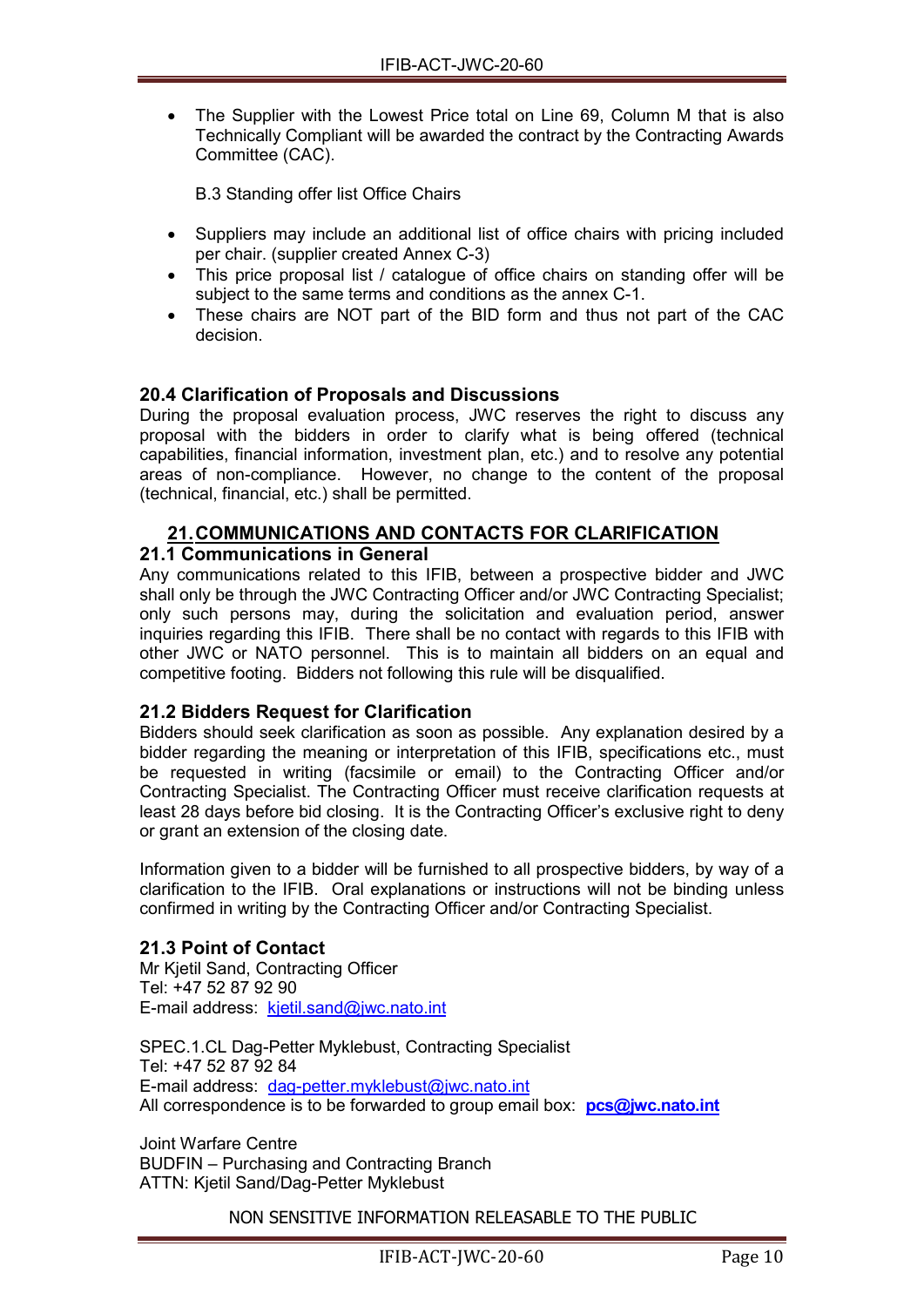- The Supplier with the Lowest Price total on Line 69, Column M that is also Technically Compliant will be awarded the contract by the Contracting Awards Committee (CAC).

  B.3 Standing offer list Office Chairs

- Suppliers may include an additional list of office chairs with pricing included per chair. (supplier created Annex C-3)
- This price proposal list / catalogue of office chairs on standing offer will be subject to the same terms and conditions as the annex C-1.
- These chairs are NOT part of the BID form and thus not part of the CAC decision.

### 20.4 Clarification of Proposals and Discussions

During the proposal evaluation process, JWC reserves the right to discuss any proposal with the bidders in order to clarify what is being offered (technical capabilities, financial information, investment plan, etc.) and to resolve any potential areas of non-compliance. However, no change to the content of the proposal (technical, financial, etc.) shall be permitted.

## 21. COMMUNICATIONS AND CONTACTS FOR CLARIFICATION

### 21.1 Communications in General

Any communications related to this IFIB, between a prospective bidder and JWC shall only be through the JWC Contracting Officer and/or JWC Contracting Specialist; only such persons may, during the solicitation and evaluation period, answer inquiries regarding this IFIB. There shall be no contact with regards to this IFIB with other JWC or NATO personnel. This is to maintain all bidders on an equal and competitive footing. Bidders not following this rule will be disqualified.

### 21.2 Bidders Request for Clarification

Bidders should seek clarification as soon as possible. Any explanation desired by a bidder regarding the meaning or interpretation of this IFIB, specifications etc., must be requested in writing (facsimile or email) to the Contracting Officer and/or Contracting Specialist. The Contracting Officer must receive clarification requests at least 28 days before bid closing. It is the Contracting Officer's exclusive right to deny or grant an extension of the closing date.

Information given to a bidder will be furnished to all prospective bidders, by way of a clarification to the IFIB. Oral explanations or instructions will not be binding unless confirmed in writing by the Contracting Officer and/or Contracting Specialist.

### 21.3 Point of Contact

Mr Kjetil Sand, Contracting Officer
Tel: +47 52 87 92 90
E-mail address: kjetil.sand@jwc.nato.int

SPEC.1.CL Dag-Petter Myklebust, Contracting Specialist
Tel: +47 52 87 92 84
E-mail address: dag-petter.myklebust@jwc.nato.int
All correspondence is to be forwarded to group email box: **pcs@jwc.nato.int**

Joint Warfare Centre
BUDFIN – Purchasing and Contracting Branch
ATTN: Kjetil Sand/Dag-Petter Myklebust

NON SENSITIVE INFORMATION RELEASABLE TO THE PUBLIC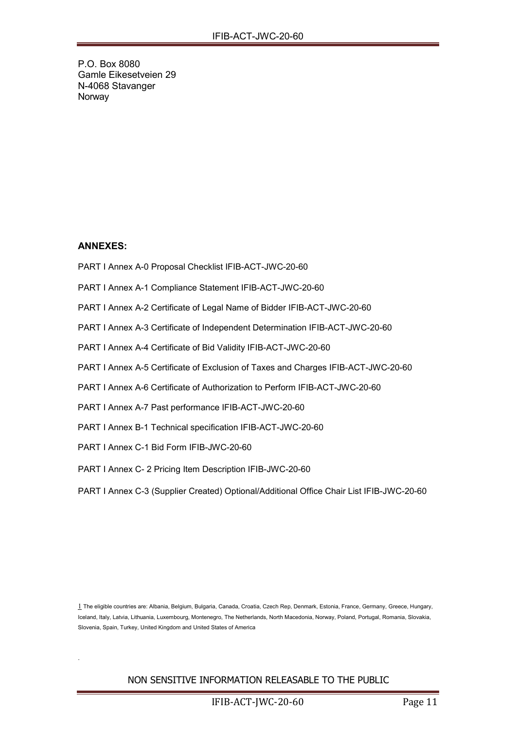P.O. Box 8080
Gamle Eikesetveien 29
N-4068 Stavanger
Norway

**ANNEXES:**

PART I Annex A-0 Proposal Checklist IFIB-ACT-JWC-20-60

PART I Annex A-1 Compliance Statement IFIB-ACT-JWC-20-60

PART I Annex A-2 Certificate of Legal Name of Bidder IFIB-ACT-JWC-20-60

PART I Annex A-3 Certificate of Independent Determination IFIB-ACT-JWC-20-60

PART I Annex A-4 Certificate of Bid Validity IFIB-ACT-JWC-20-60

PART I Annex A-5 Certificate of Exclusion of Taxes and Charges IFIB-ACT-JWC-20-60

PART I Annex A-6 Certificate of Authorization to Perform IFIB-ACT-JWC-20-60

PART I Annex A-7 Past performance IFIB-ACT-JWC-20-60

PART I Annex B-1 Technical specification IFIB-ACT-JWC-20-60

PART I Annex C-1 Bid Form IFIB-JWC-20-60

PART I Annex C- 2 Pricing Item Description IFIB-JWC-20-60

PART I Annex C-3 (Supplier Created) Optional/Additional Office Chair List IFIB-JWC-20-60

[1] The eligible countries are: Albania, Belgium, Bulgaria, Canada, Croatia, Czech Rep, Denmark, Estonia, France, Germany, Greece, Hungary, Iceland, Italy, Latvia, Lithuania, Luxembourg, Montenegro, The Netherlands, North Macedonia, Norway, Poland, Portugal, Romania, Slovakia, Slovenia, Spain, Turkey, United Kingdom and United States of America

NON SENSITIVE INFORMATION RELEASABLE TO THE PUBLIC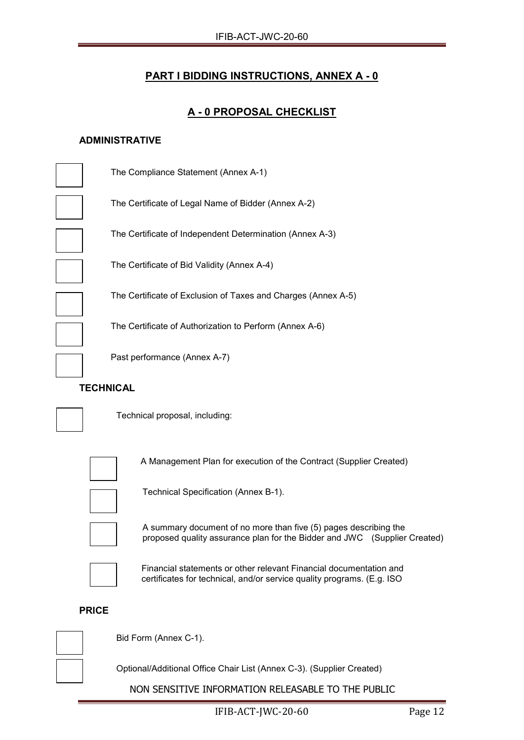## PART I BIDDING INSTRUCTIONS, ANNEX A - 0

## A - 0 PROPOSAL CHECKLIST

### ADMINISTRATIVE

- [ ] The Compliance Statement (Annex A-1)
- [ ] The Certificate of Legal Name of Bidder (Annex A-2)
- [ ] The Certificate of Independent Determination (Annex A-3)
- [ ] The Certificate of Bid Validity (Annex A-4)
- [ ] The Certificate of Exclusion of Taxes and Charges (Annex A-5)
- [ ] The Certificate of Authorization to Perform (Annex A-6)
- [ ] Past performance (Annex A-7)

### TECHNICAL

- [ ] Technical proposal, including:
  - [ ] A Management Plan for execution of the Contract (Supplier Created)
  - [ ] Technical Specification (Annex B-1).
  - [ ] A summary document of no more than five (5) pages describing the proposed quality assurance plan for the Bidder and JWC (Supplier Created)
  - [ ] Financial statements or other relevant Financial documentation and certificates for technical, and/or service quality programs. (E.g. ISO

### PRICE

- [ ] Bid Form (Annex C-1).
- [ ] Optional/Additional Office Chair List (Annex C-3). (Supplier Created)

NON SENSITIVE INFORMATION RELEASABLE TO THE PUBLIC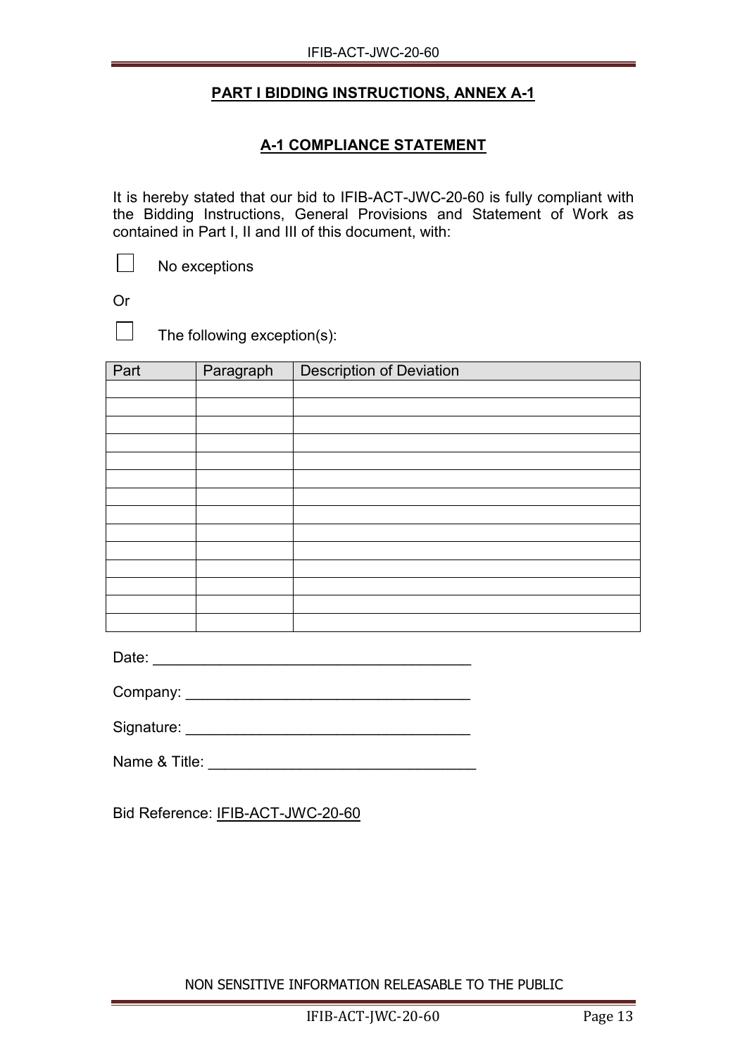**PART I BIDDING INSTRUCTIONS, ANNEX A-1**

**A-1 COMPLIANCE STATEMENT**

It is hereby stated that our bid to IFIB-ACT-JWC-20-60 is fully compliant with the Bidding Instructions, General Provisions and Statement of Work as contained in Part I, II and III of this document, with:

☐ No exceptions

Or

☐ The following exception(s):

| Part | Paragraph | Description of Deviation |
|---|---|---|
| | | |
| | | |
| | | |
| | | |
| | | |
| | | |
| | | |
| | | |
| | | |
| | | |
| | | |
| | | |
| | | |
| | | |

Date: ______________________________________

Company: __________________________________

Signature: _________________________________

Name & Title: _______________________________

Bid Reference: IFIB-ACT-JWC-20-60

NON SENSITIVE INFORMATION RELEASABLE TO THE PUBLIC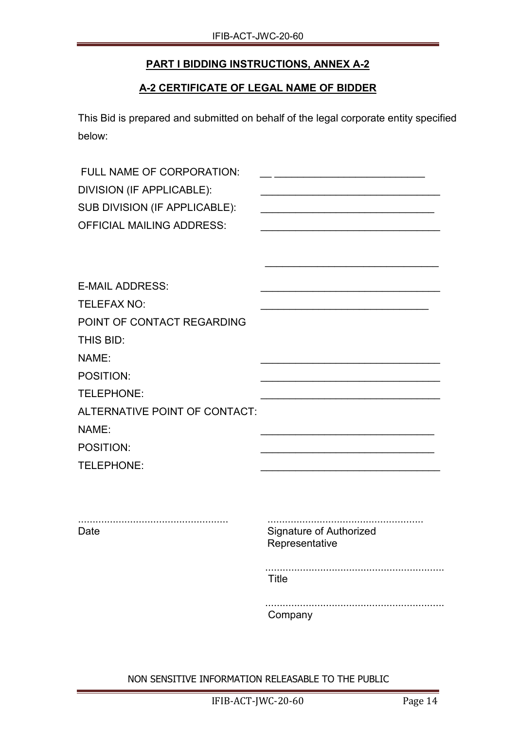## PART I BIDDING INSTRUCTIONS, ANNEX A-2

## A-2 CERTIFICATE OF LEGAL NAME OF BIDDER

This Bid is prepared and submitted on behalf of the legal corporate entity specified below:

FULL NAME OF CORPORATION: __ ___________________________

DIVISION (IF APPLICABLE): ________________________________

SUB DIVISION (IF APPLICABLE): _______________________________

OFFICIAL MAILING ADDRESS: ________________________________

______________________________

E-MAIL ADDRESS: ________________________________

TELEFAX NO: ______________________________

POINT OF CONTACT REGARDING THIS BID:

NAME: ________________________________

POSITION: ________________________________

TELEPHONE: ________________________________

ALTERNATIVE POINT OF CONTACT:

NAME: _______________________________

POSITION: _______________________________

TELEPHONE: ________________________________

.................................................... Date

..................................................... Signature of Authorized Representative

............................................................. Title

............................................................. Company

NON SENSITIVE INFORMATION RELEASABLE TO THE PUBLIC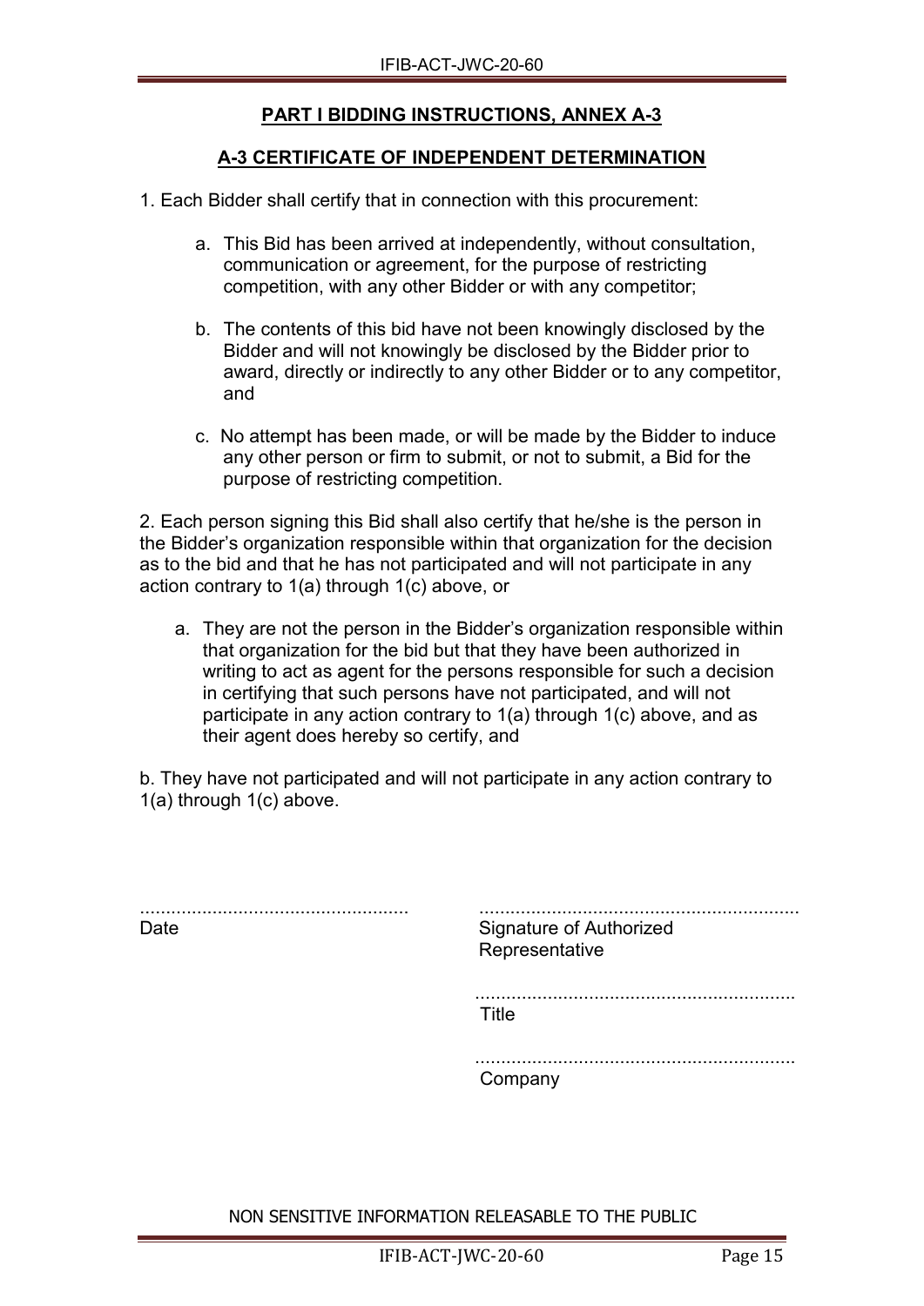## PART I BIDDING INSTRUCTIONS, ANNEX A-3

## A-3 CERTIFICATE OF INDEPENDENT DETERMINATION

1. Each Bidder shall certify that in connection with this procurement:

   a. This Bid has been arrived at independently, without consultation, communication or agreement, for the purpose of restricting competition, with any other Bidder or with any competitor;

   b. The contents of this bid have not been knowingly disclosed by the Bidder and will not knowingly be disclosed by the Bidder prior to award, directly or indirectly to any other Bidder or to any competitor, and

   c. No attempt has been made, or will be made by the Bidder to induce any other person or firm to submit, or not to submit, a Bid for the purpose of restricting competition.

2. Each person signing this Bid shall also certify that he/she is the person in the Bidder's organization responsible within that organization for the decision as to the bid and that he has not participated and will not participate in any action contrary to 1(a) through 1(c) above, or

   a. They are not the person in the Bidder's organization responsible within that organization for the bid but that they have been authorized in writing to act as agent for the persons responsible for such a decision in certifying that such persons have not participated, and will not participate in any action contrary to 1(a) through 1(c) above, and as their agent does hereby so certify, and

b. They have not participated and will not participate in any action contrary to 1(a) through 1(c) above.

....................................................
Date

.............................................................
Signature of Authorized Representative

.............................................................
Title

.............................................................
Company

NON SENSITIVE INFORMATION RELEASABLE TO THE PUBLIC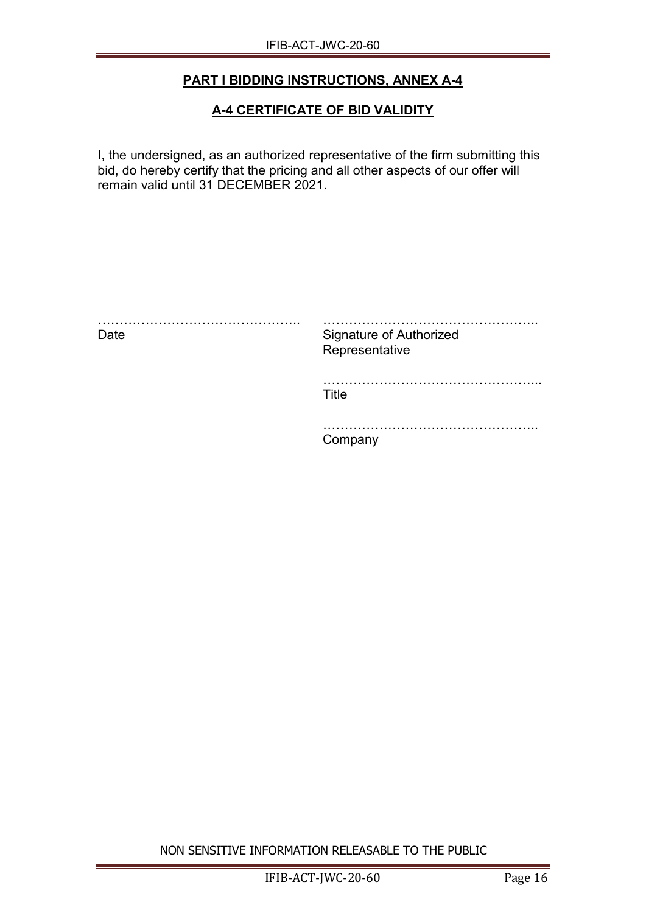## PART I BIDDING INSTRUCTIONS, ANNEX A-4

## A-4 CERTIFICATE OF BID VALIDITY

I, the undersigned, as an authorized representative of the firm submitting this bid, do hereby certify that the pricing and all other aspects of our offer will remain valid until 31 DECEMBER 2021.

| | |
|---|---|
| ……………………………………….. | ………………………………………….. |
| Date | Signature of Authorized Representative |
| | …………………………………………... |
| | Title |
| | ………………………………………….. |
| | Company |

NON SENSITIVE INFORMATION RELEASABLE TO THE PUBLIC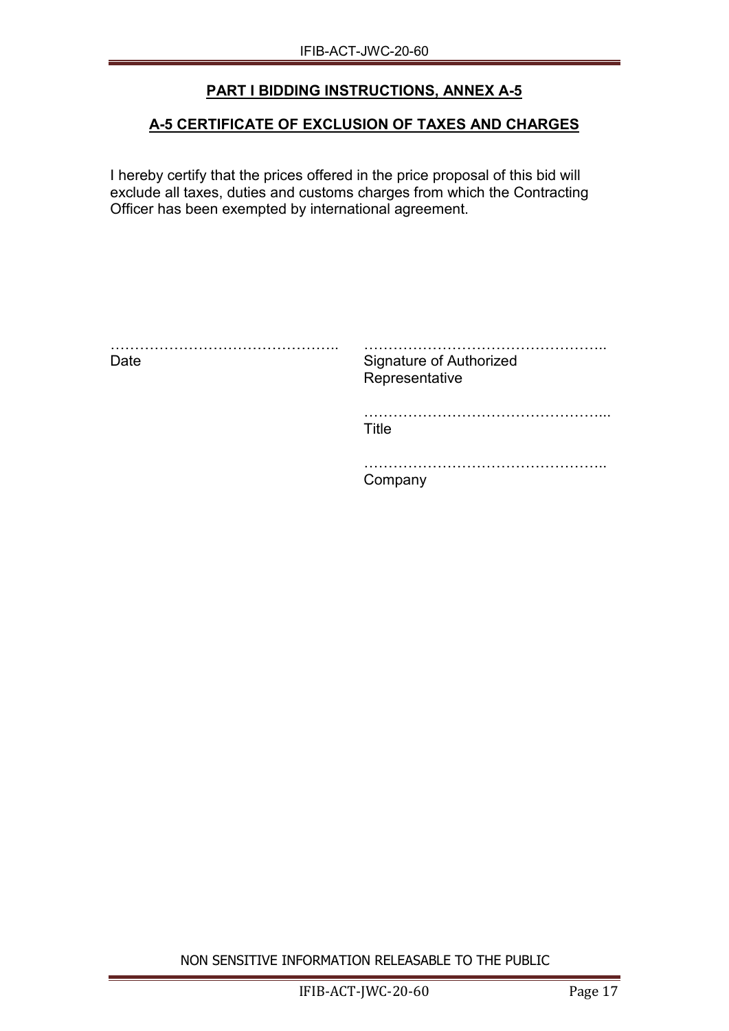## PART I BIDDING INSTRUCTIONS, ANNEX A-5

## A-5 CERTIFICATE OF EXCLUSION OF TAXES AND CHARGES

I hereby certify that the prices offered in the price proposal of this bid will exclude all taxes, duties and customs charges from which the Contracting Officer has been exempted by international agreement.

| | |
|---|---|
| ……………………………………….. | ………………………………………….. |
| Date | Signature of Authorized Representative |
| | ………………………………………….. |
| | Title |
| | ………………………………………….. |
| | Company |

NON SENSITIVE INFORMATION RELEASABLE TO THE PUBLIC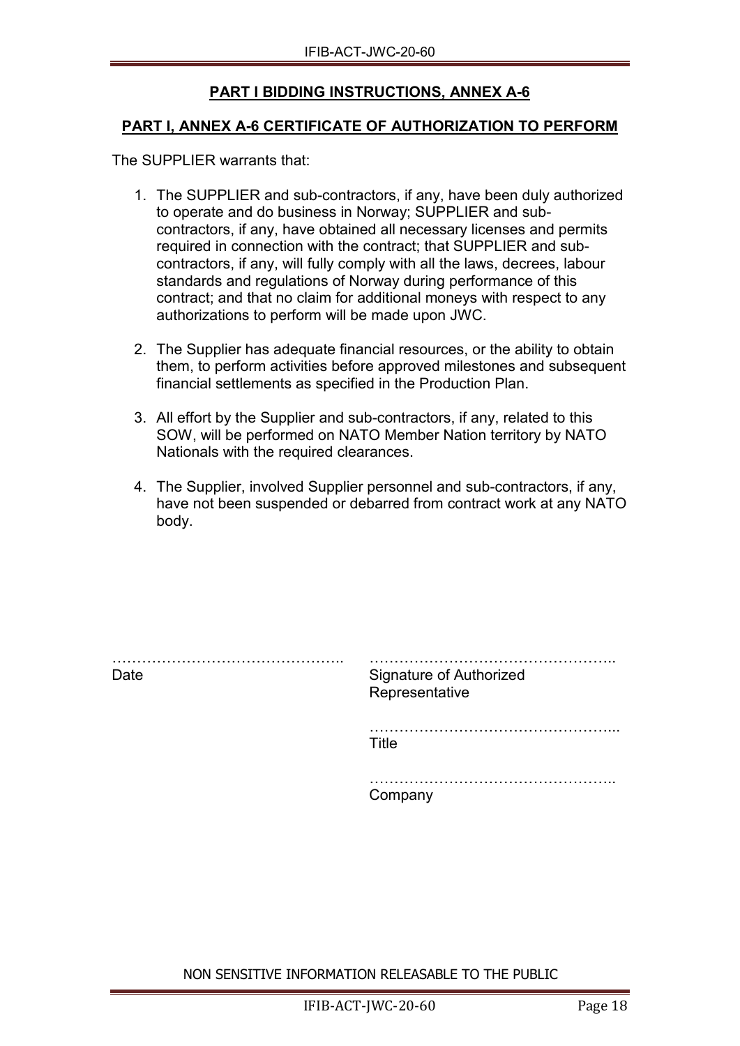## PART I BIDDING INSTRUCTIONS, ANNEX A-6

## PART I, ANNEX A-6 CERTIFICATE OF AUTHORIZATION TO PERFORM

The SUPPLIER warrants that:

1. The SUPPLIER and sub-contractors, if any, have been duly authorized to operate and do business in Norway; SUPPLIER and sub-contractors, if any, have obtained all necessary licenses and permits required in connection with the contract; that SUPPLIER and sub-contractors, if any, will fully comply with all the laws, decrees, labour standards and regulations of Norway during performance of this contract; and that no claim for additional moneys with respect to any authorizations to perform will be made upon JWC.

2. The Supplier has adequate financial resources, or the ability to obtain them, to perform activities before approved milestones and subsequent financial settlements as specified in the Production Plan.

3. All effort by the Supplier and sub-contractors, if any, related to this SOW, will be performed on NATO Member Nation territory by NATO Nationals with the required clearances.

4. The Supplier, involved Supplier personnel and sub-contractors, if any, have not been suspended or debarred from contract work at any NATO body.

……………………………………….. 
Date

………………………………………….. 
Signature of Authorized Representative

………………………………………….. 
Title

………………………………………….. 
Company

NON SENSITIVE INFORMATION RELEASABLE TO THE PUBLIC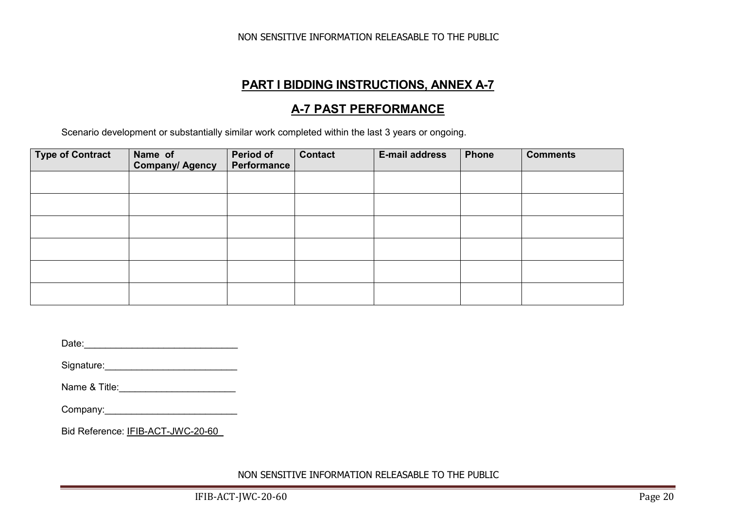## PART I BIDDING INSTRUCTIONS, ANNEX A-7

## A-7 PAST PERFORMANCE

Scenario development or substantially similar work completed within the last 3 years or ongoing.

| Type of Contract | Name of Company/ Agency | Period of Performance | Contact | E-mail address | Phone | Comments |
|---|---|---|---|---|---|---|
| | | | | | | |
| | | | | | | |
| | | | | | | |
| | | | | | | |
| | | | | | | |
| | | | | | | |

Date:_____________________________

Signature:_________________________

Name & Title:______________________

Company:_________________________

Bid Reference: IFIB-ACT-JWC-20-60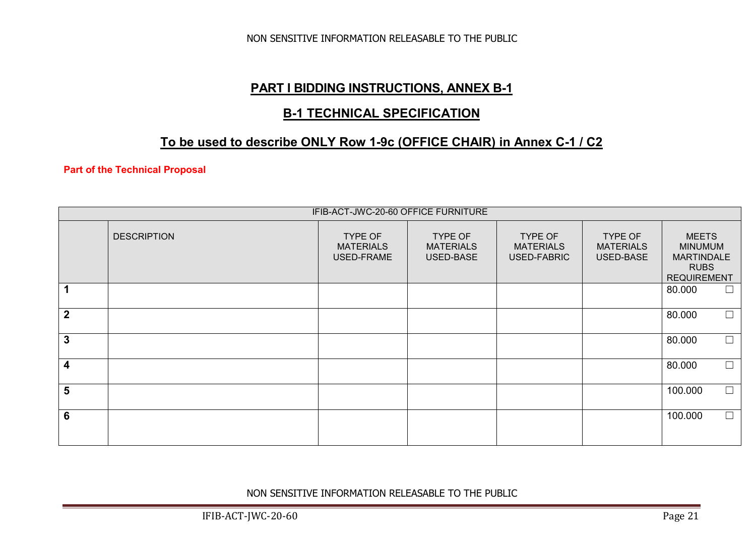## PART I BIDDING INSTRUCTIONS, ANNEX B-1

## B-1 TECHNICAL SPECIFICATION

## To be used to describe ONLY Row 1-9c (OFFICE CHAIR) in Annex C-1 / C2

**Part of the Technical Proposal**

| IFIB-ACT-JWC-20-60 OFFICE FURNITURE | | | | | | |
|---|---|---|---|---|---|---|
| | DESCRIPTION | TYPE OF MATERIALS USED-FRAME | TYPE OF MATERIALS USED-BASE | TYPE OF MATERIALS USED-FABRIC | TYPE OF MATERIALS USED-BASE | MEETS MINUMUM MARTINDALE RUBS REQUIREMENT |
| **1** | | | | | | 80.000 ☐ |
| **2** | | | | | | 80.000 ☐ |
| **3** | | | | | | 80.000 ☐ |
| **4** | | | | | | 80.000 ☐ |
| **5** | | | | | | 100.000 ☐ |
| **6** | | | | | | 100.000 ☐ |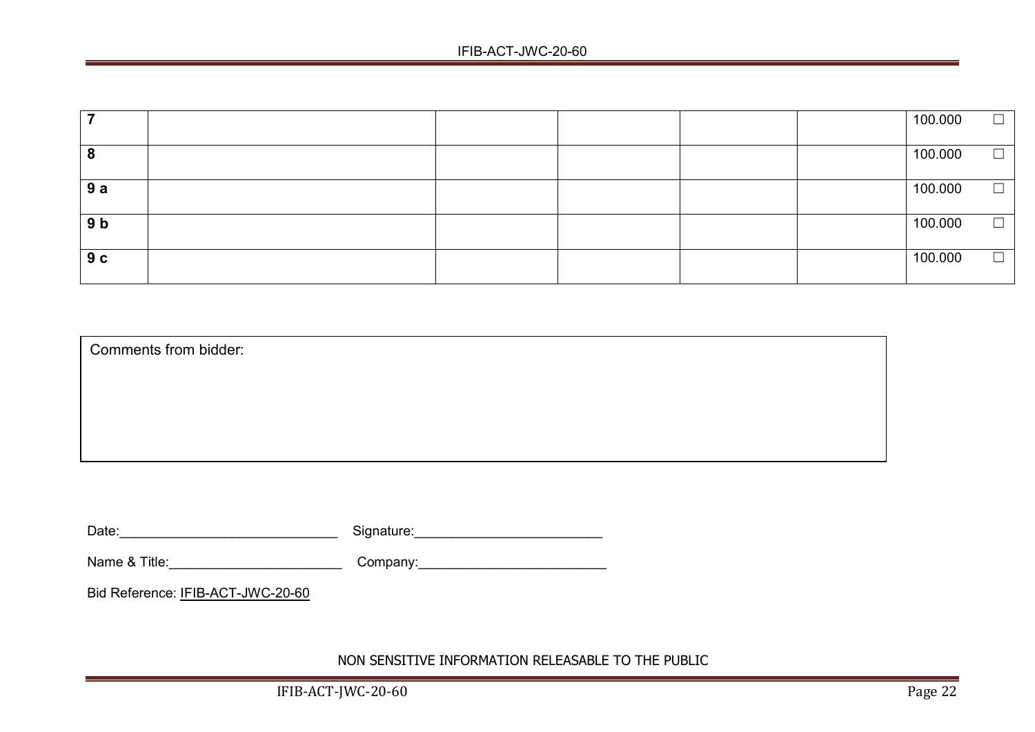| | | | | | | | |
|---|---|---|---|---|---|---|---|
| **7** | | | | | | 100.000 | ☐ |
| **8** | | | | | | 100.000 | ☐ |
| **9 a** | | | | | | 100.000 | ☐ |
| **9 b** | | | | | | 100.000 | ☐ |
| **9 c** | | | | | | 100.000 | ☐ |

| Comments from bidder: |
|---|
| |

Date:______________________________ Signature:_________________________

Name & Title:_______________________ Company:_________________________

Bid Reference: IFIB-ACT-JWC-20-60

NON SENSITIVE INFORMATION RELEASABLE TO THE PUBLIC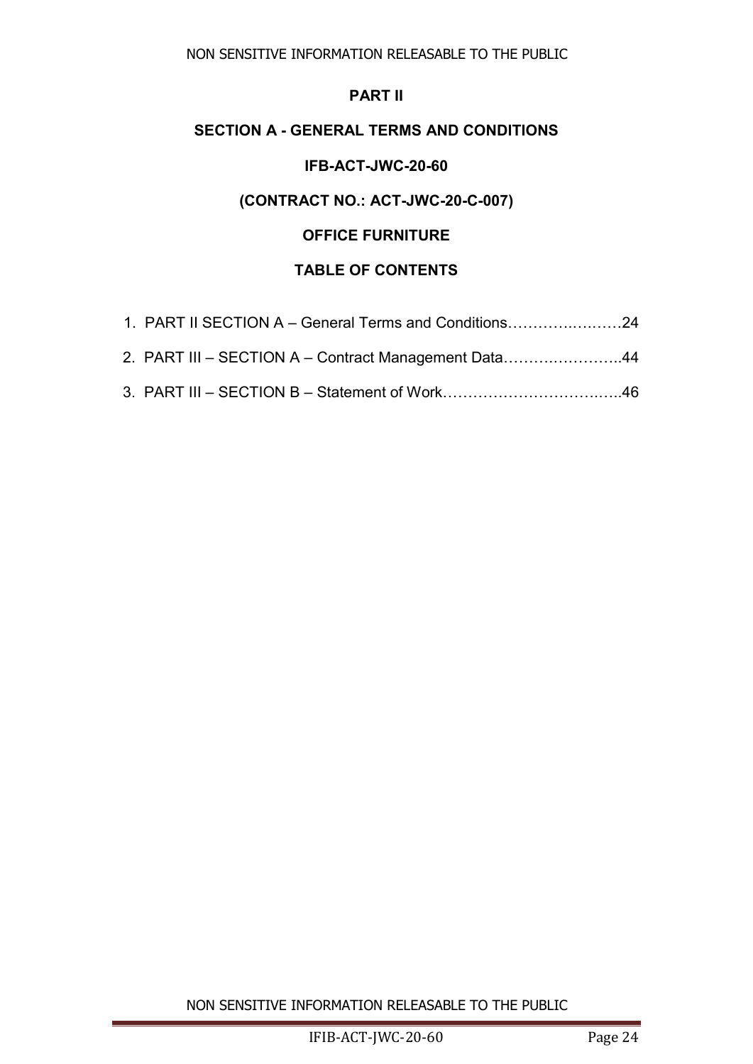# PART II

## SECTION A - GENERAL TERMS AND CONDITIONS

## IFB-ACT-JWC-20-60

## (CONTRACT NO.: ACT-JWC-20-C-007)

## OFFICE FURNITURE

## TABLE OF CONTENTS

1. PART II SECTION A – General Terms and Conditions……………..….…24
2. PART III – SECTION A – Contract Management Data…………..………..44
3. PART III – SECTION B – Statement of Work………………………….…..46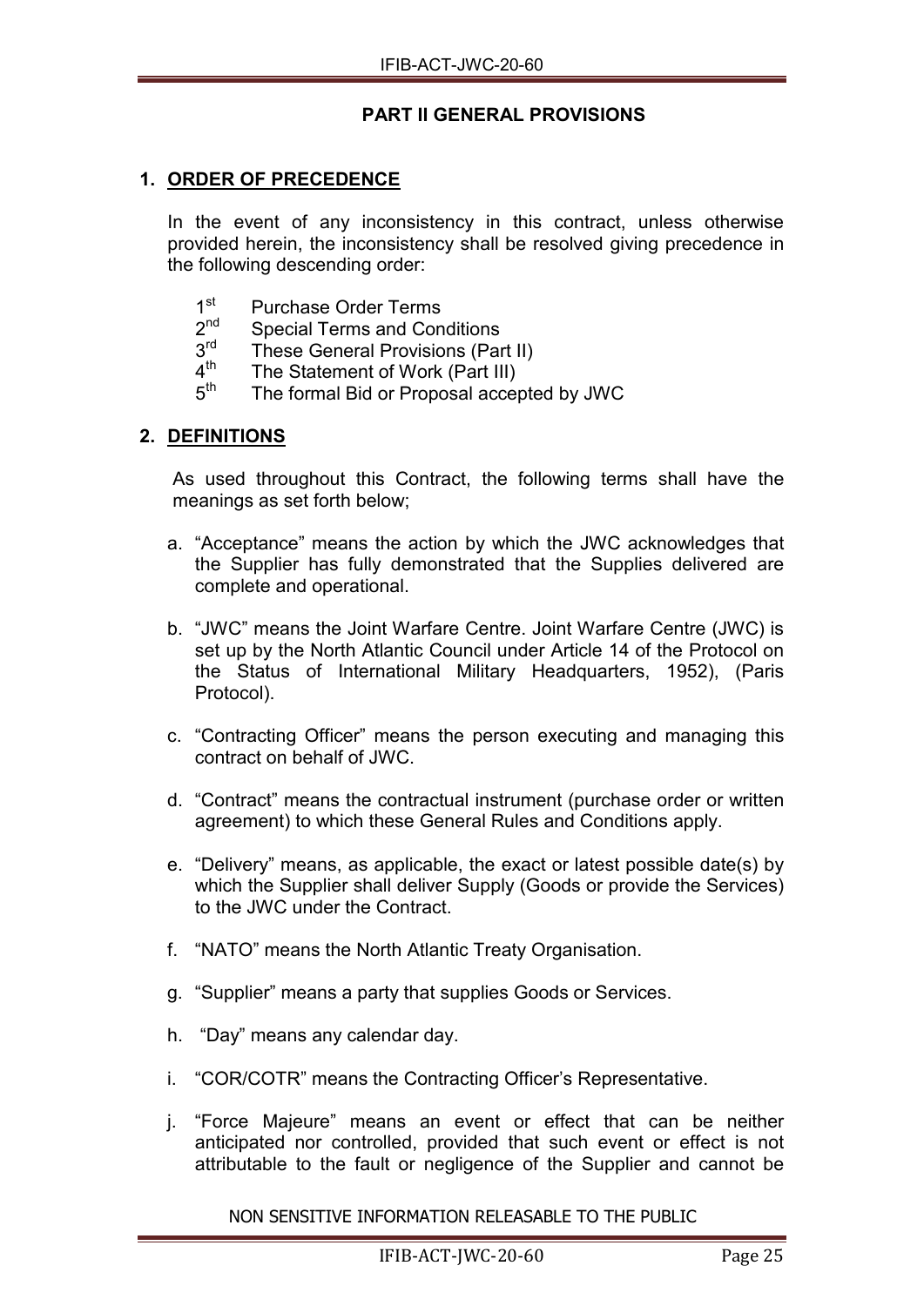## PART II GENERAL PROVISIONS

### 1. ORDER OF PRECEDENCE

In the event of any inconsistency in this contract, unless otherwise provided herein, the inconsistency shall be resolved giving precedence in the following descending order:

1st Purchase Order Terms
2nd Special Terms and Conditions
3rd These General Provisions (Part II)
4th The Statement of Work (Part III)
5th The formal Bid or Proposal accepted by JWC

### 2. DEFINITIONS

As used throughout this Contract, the following terms shall have the meanings as set forth below;

a. "Acceptance" means the action by which the JWC acknowledges that the Supplier has fully demonstrated that the Supplies delivered are complete and operational.

b. "JWC" means the Joint Warfare Centre. Joint Warfare Centre (JWC) is set up by the North Atlantic Council under Article 14 of the Protocol on the Status of International Military Headquarters, 1952), (Paris Protocol).

c. "Contracting Officer" means the person executing and managing this contract on behalf of JWC.

d. "Contract" means the contractual instrument (purchase order or written agreement) to which these General Rules and Conditions apply.

e. "Delivery" means, as applicable, the exact or latest possible date(s) by which the Supplier shall deliver Supply (Goods or provide the Services) to the JWC under the Contract.

f. "NATO" means the North Atlantic Treaty Organisation.

g. "Supplier" means a party that supplies Goods or Services.

h. "Day" means any calendar day.

i. "COR/COTR" means the Contracting Officer's Representative.

j. "Force Majeure" means an event or effect that can be neither anticipated nor controlled, provided that such event or effect is not attributable to the fault or negligence of the Supplier and cannot be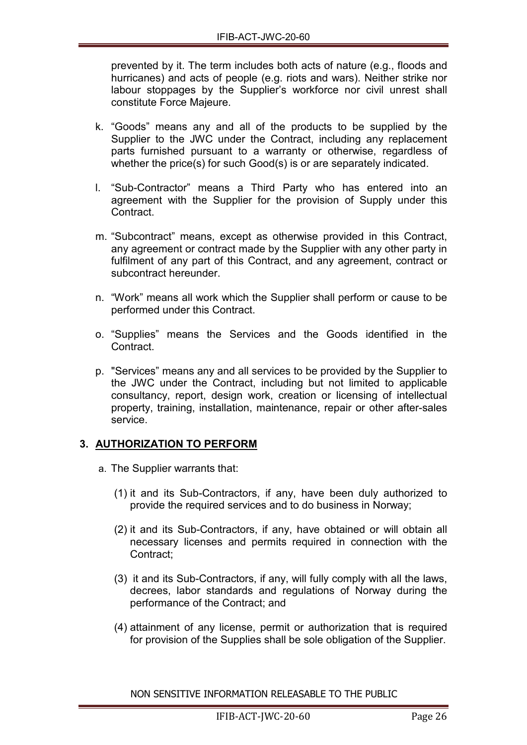prevented by it. The term includes both acts of nature (e.g., floods and hurricanes) and acts of people (e.g. riots and wars). Neither strike nor labour stoppages by the Supplier's workforce nor civil unrest shall constitute Force Majeure.

k. "Goods" means any and all of the products to be supplied by the Supplier to the JWC under the Contract, including any replacement parts furnished pursuant to a warranty or otherwise, regardless of whether the price(s) for such Good(s) is or are separately indicated.

l. "Sub-Contractor" means a Third Party who has entered into an agreement with the Supplier for the provision of Supply under this Contract.

m. "Subcontract" means, except as otherwise provided in this Contract, any agreement or contract made by the Supplier with any other party in fulfilment of any part of this Contract, and any agreement, contract or subcontract hereunder.

n. "Work" means all work which the Supplier shall perform or cause to be performed under this Contract.

o. "Supplies" means the Services and the Goods identified in the Contract.

p. "Services" means any and all services to be provided by the Supplier to the JWC under the Contract, including but not limited to applicable consultancy, report, design work, creation or licensing of intellectual property, training, installation, maintenance, repair or other after-sales service.

## 3. AUTHORIZATION TO PERFORM

a. The Supplier warrants that:

(1) it and its Sub-Contractors, if any, have been duly authorized to provide the required services and to do business in Norway;

(2) it and its Sub-Contractors, if any, have obtained or will obtain all necessary licenses and permits required in connection with the Contract;

(3) it and its Sub-Contractors, if any, will fully comply with all the laws, decrees, labor standards and regulations of Norway during the performance of the Contract; and

(4) attainment of any license, permit or authorization that is required for provision of the Supplies shall be sole obligation of the Supplier.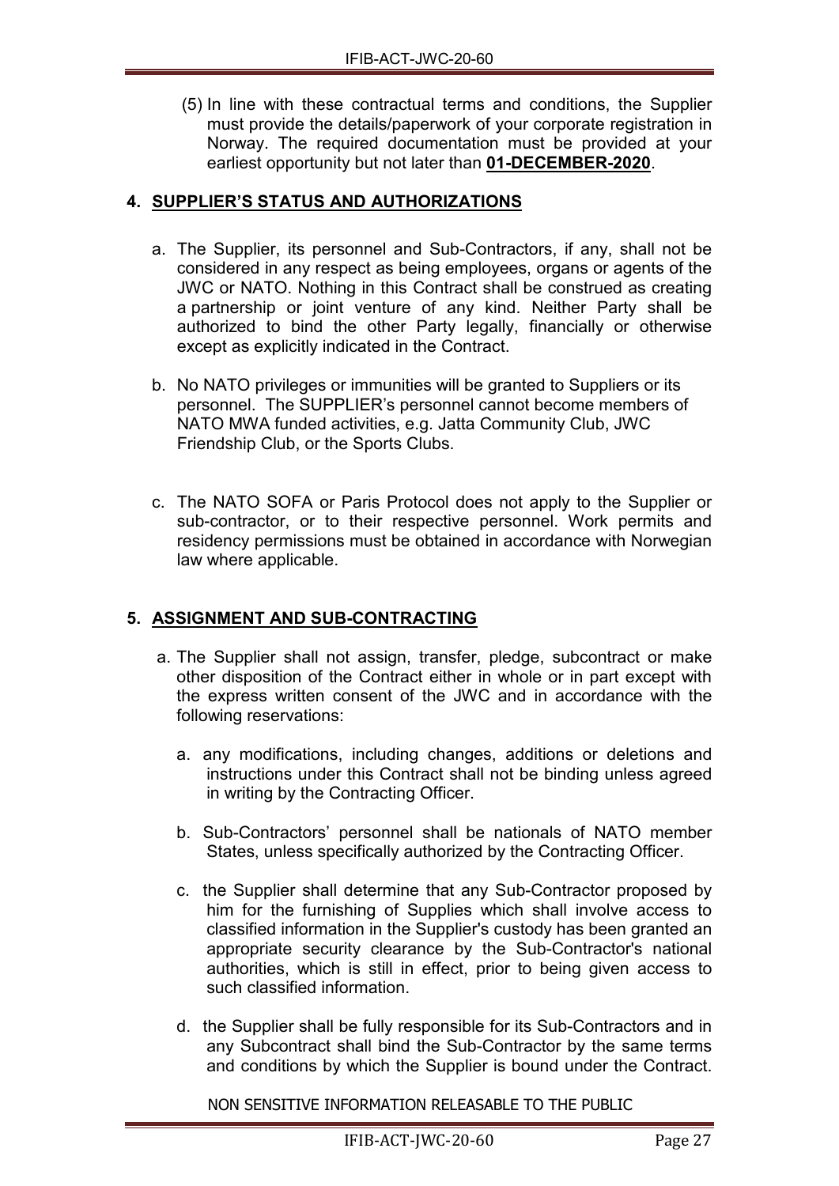(5) In line with these contractual terms and conditions, the Supplier must provide the details/paperwork of your corporate registration in Norway. The required documentation must be provided at your earliest opportunity but not later than **01-DECEMBER-2020**.

## 4. SUPPLIER'S STATUS AND AUTHORIZATIONS

a. The Supplier, its personnel and Sub-Contractors, if any, shall not be considered in any respect as being employees, organs or agents of the JWC or NATO. Nothing in this Contract shall be construed as creating a partnership or joint venture of any kind. Neither Party shall be authorized to bind the other Party legally, financially or otherwise except as explicitly indicated in the Contract.

b. No NATO privileges or immunities will be granted to Suppliers or its personnel. The SUPPLIER's personnel cannot become members of NATO MWA funded activities, e.g. Jatta Community Club, JWC Friendship Club, or the Sports Clubs.

c. The NATO SOFA or Paris Protocol does not apply to the Supplier or sub-contractor, or to their respective personnel. Work permits and residency permissions must be obtained in accordance with Norwegian law where applicable.

## 5. ASSIGNMENT AND SUB-CONTRACTING

a. The Supplier shall not assign, transfer, pledge, subcontract or make other disposition of the Contract either in whole or in part except with the express written consent of the JWC and in accordance with the following reservations:

   a. any modifications, including changes, additions or deletions and instructions under this Contract shall not be binding unless agreed in writing by the Contracting Officer.

   b. Sub-Contractors' personnel shall be nationals of NATO member States, unless specifically authorized by the Contracting Officer.

   c. the Supplier shall determine that any Sub-Contractor proposed by him for the furnishing of Supplies which shall involve access to classified information in the Supplier's custody has been granted an appropriate security clearance by the Sub-Contractor's national authorities, which is still in effect, prior to being given access to such classified information.

   d. the Supplier shall be fully responsible for its Sub-Contractors and in any Subcontract shall bind the Sub-Contractor by the same terms and conditions by which the Supplier is bound under the Contract.

NON SENSITIVE INFORMATION RELEASABLE TO THE PUBLIC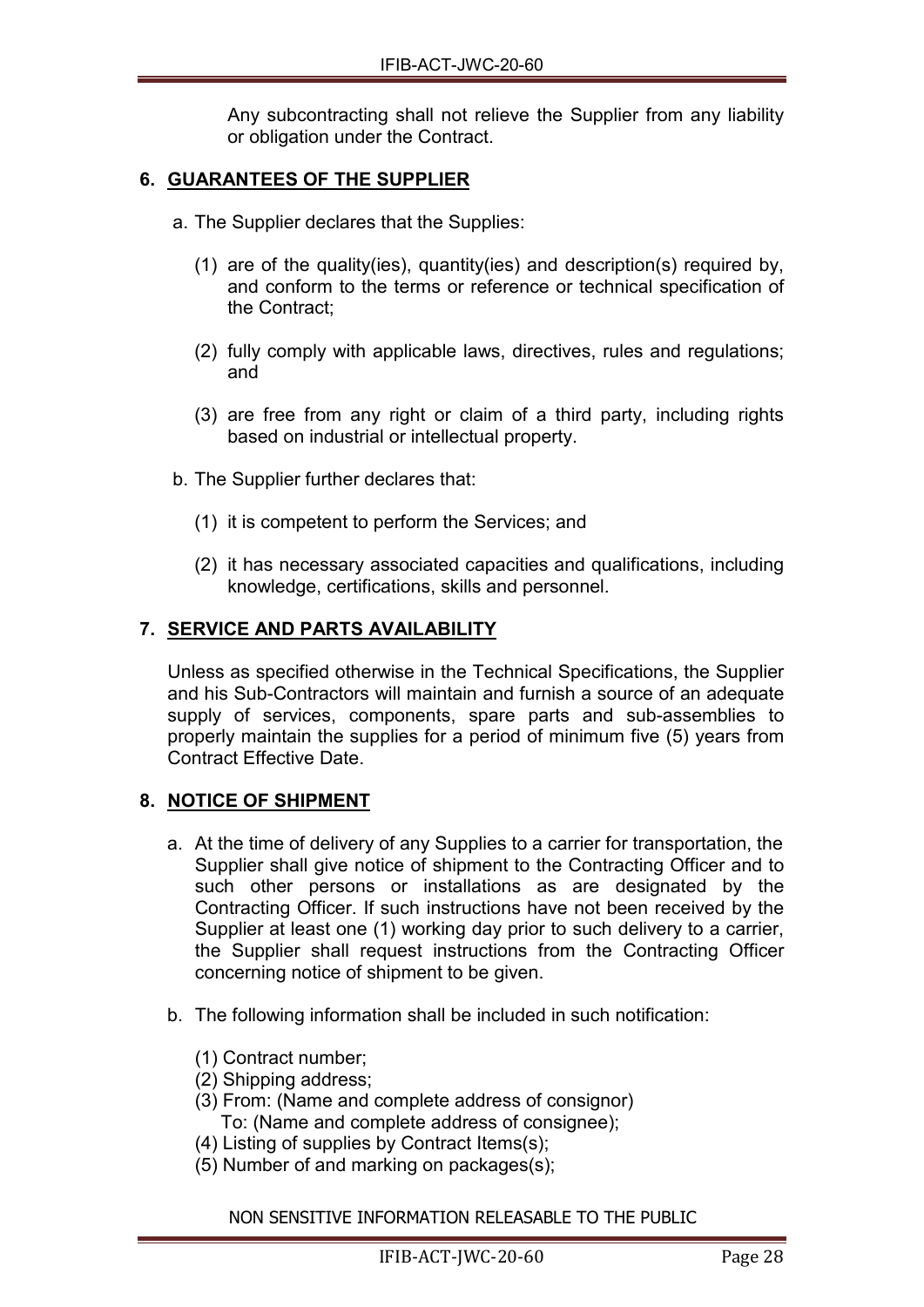Any subcontracting shall not relieve the Supplier from any liability or obligation under the Contract.

## 6. GUARANTEES OF THE SUPPLIER

a. The Supplier declares that the Supplies:

   (1) are of the quality(ies), quantity(ies) and description(s) required by, and conform to the terms or reference or technical specification of the Contract;

   (2) fully comply with applicable laws, directives, rules and regulations; and

   (3) are free from any right or claim of a third party, including rights based on industrial or intellectual property.

b. The Supplier further declares that:

   (1) it is competent to perform the Services; and

   (2) it has necessary associated capacities and qualifications, including knowledge, certifications, skills and personnel.

## 7. SERVICE AND PARTS AVAILABILITY

Unless as specified otherwise in the Technical Specifications, the Supplier and his Sub-Contractors will maintain and furnish a source of an adequate supply of services, components, spare parts and sub-assemblies to properly maintain the supplies for a period of minimum five (5) years from Contract Effective Date.

## 8. NOTICE OF SHIPMENT

a. At the time of delivery of any Supplies to a carrier for transportation, the Supplier shall give notice of shipment to the Contracting Officer and to such other persons or installations as are designated by the Contracting Officer. If such instructions have not been received by the Supplier at least one (1) working day prior to such delivery to a carrier, the Supplier shall request instructions from the Contracting Officer concerning notice of shipment to be given.

b. The following information shall be included in such notification:

   (1) Contract number;
   (2) Shipping address;
   (3) From: (Name and complete address of consignor)
   To: (Name and complete address of consignee);
   (4) Listing of supplies by Contract Items(s);
   (5) Number of and marking on packages(s);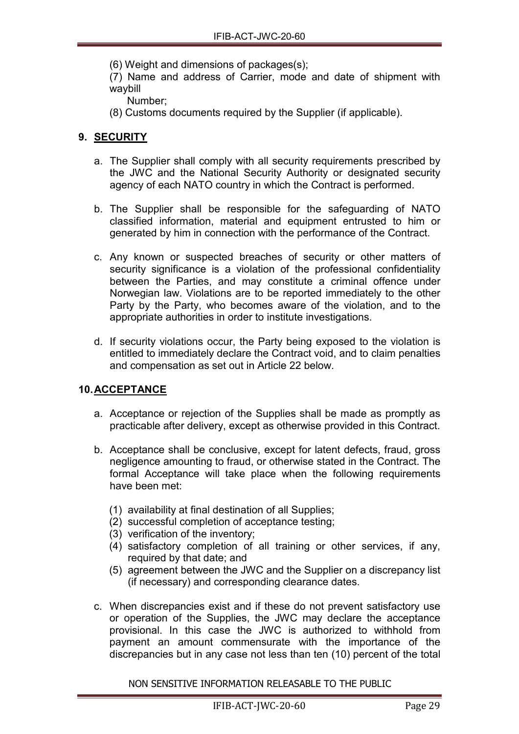(6) Weight and dimensions of packages(s);

(7) Name and address of Carrier, mode and date of shipment with waybill Number;

(8) Customs documents required by the Supplier (if applicable).

## 9. SECURITY

a. The Supplier shall comply with all security requirements prescribed by the JWC and the National Security Authority or designated security agency of each NATO country in which the Contract is performed.

b. The Supplier shall be responsible for the safeguarding of NATO classified information, material and equipment entrusted to him or generated by him in connection with the performance of the Contract.

c. Any known or suspected breaches of security or other matters of security significance is a violation of the professional confidentiality between the Parties, and may constitute a criminal offence under Norwegian law. Violations are to be reported immediately to the other Party by the Party, who becomes aware of the violation, and to the appropriate authorities in order to institute investigations.

d. If security violations occur, the Party being exposed to the violation is entitled to immediately declare the Contract void, and to claim penalties and compensation as set out in Article 22 below.

## 10. ACCEPTANCE

a. Acceptance or rejection of the Supplies shall be made as promptly as practicable after delivery, except as otherwise provided in this Contract.

b. Acceptance shall be conclusive, except for latent defects, fraud, gross negligence amounting to fraud, or otherwise stated in the Contract. The formal Acceptance will take place when the following requirements have been met:

(1) availability at final destination of all Supplies;
(2) successful completion of acceptance testing;
(3) verification of the inventory;
(4) satisfactory completion of all training or other services, if any, required by that date; and
(5) agreement between the JWC and the Supplier on a discrepancy list (if necessary) and corresponding clearance dates.

c. When discrepancies exist and if these do not prevent satisfactory use or operation of the Supplies, the JWC may declare the acceptance provisional. In this case the JWC is authorized to withhold from payment an amount commensurate with the importance of the discrepancies but in any case not less than ten (10) percent of the total

NON SENSITIVE INFORMATION RELEASABLE TO THE PUBLIC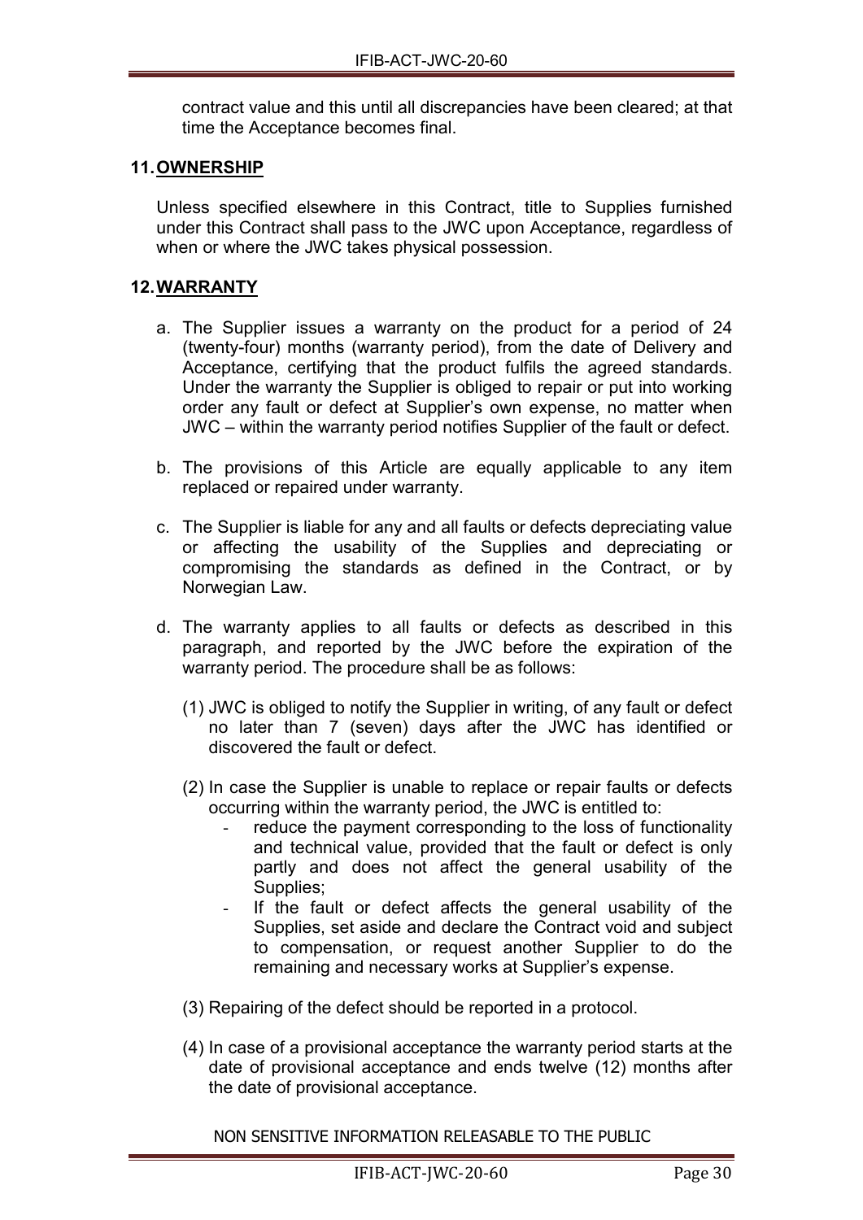contract value and this until all discrepancies have been cleared; at that time the Acceptance becomes final.

## 11. OWNERSHIP

Unless specified elsewhere in this Contract, title to Supplies furnished under this Contract shall pass to the JWC upon Acceptance, regardless of when or where the JWC takes physical possession.

## 12. WARRANTY

a. The Supplier issues a warranty on the product for a period of 24 (twenty-four) months (warranty period), from the date of Delivery and Acceptance, certifying that the product fulfils the agreed standards. Under the warranty the Supplier is obliged to repair or put into working order any fault or defect at Supplier's own expense, no matter when JWC – within the warranty period notifies Supplier of the fault or defect.

b. The provisions of this Article are equally applicable to any item replaced or repaired under warranty.

c. The Supplier is liable for any and all faults or defects depreciating value or affecting the usability of the Supplies and depreciating or compromising the standards as defined in the Contract, or by Norwegian Law.

d. The warranty applies to all faults or defects as described in this paragraph, and reported by the JWC before the expiration of the warranty period. The procedure shall be as follows:

   (1) JWC is obliged to notify the Supplier in writing, of any fault or defect no later than 7 (seven) days after the JWC has identified or discovered the fault or defect.

   (2) In case the Supplier is unable to replace or repair faults or defects occurring within the warranty period, the JWC is entitled to:
   - reduce the payment corresponding to the loss of functionality and technical value, provided that the fault or defect is only partly and does not affect the general usability of the Supplies;
   - If the fault or defect affects the general usability of the Supplies, set aside and declare the Contract void and subject to compensation, or request another Supplier to do the remaining and necessary works at Supplier's expense.

   (3) Repairing of the defect should be reported in a protocol.

   (4) In case of a provisional acceptance the warranty period starts at the date of provisional acceptance and ends twelve (12) months after the date of provisional acceptance.

NON SENSITIVE INFORMATION RELEASABLE TO THE PUBLIC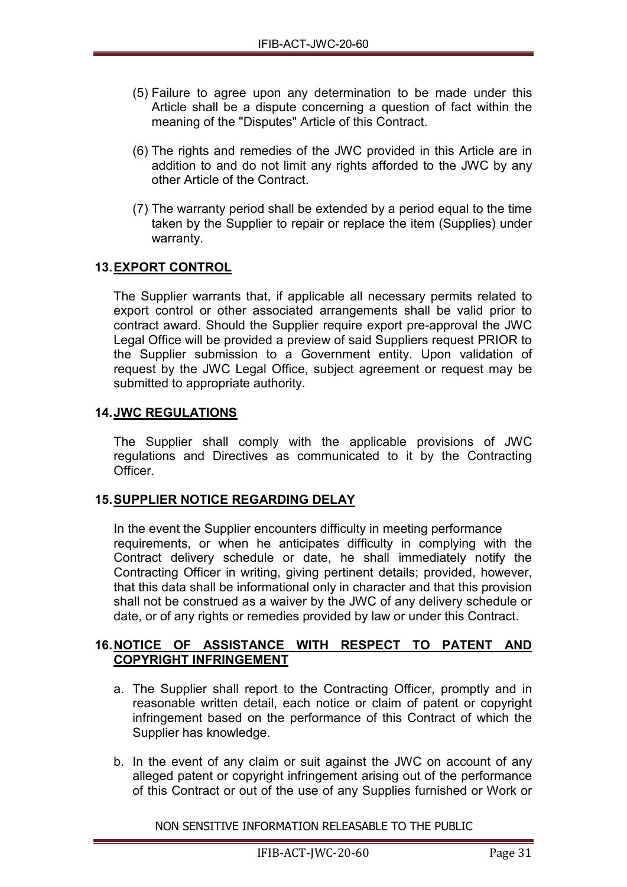(5) Failure to agree upon any determination to be made under this Article shall be a dispute concerning a question of fact within the meaning of the "Disputes" Article of this Contract.

(6) The rights and remedies of the JWC provided in this Article are in addition to and do not limit any rights afforded to the JWC by any other Article of the Contract.

(7) The warranty period shall be extended by a period equal to the time taken by the Supplier to repair or replace the item (Supplies) under warranty.

## 13. EXPORT CONTROL

The Supplier warrants that, if applicable all necessary permits related to export control or other associated arrangements shall be valid prior to contract award. Should the Supplier require export pre-approval the JWC Legal Office will be provided a preview of said Suppliers request PRIOR to the Supplier submission to a Government entity. Upon validation of request by the JWC Legal Office, subject agreement or request may be submitted to appropriate authority.

## 14. JWC REGULATIONS

The Supplier shall comply with the applicable provisions of JWC regulations and Directives as communicated to it by the Contracting Officer.

## 15. SUPPLIER NOTICE REGARDING DELAY

In the event the Supplier encounters difficulty in meeting performance requirements, or when he anticipates difficulty in complying with the Contract delivery schedule or date, he shall immediately notify the Contracting Officer in writing, giving pertinent details; provided, however, that this data shall be informational only in character and that this provision shall not be construed as a waiver by the JWC of any delivery schedule or date, or of any rights or remedies provided by law or under this Contract.

## 16. NOTICE OF ASSISTANCE WITH RESPECT TO PATENT AND COPYRIGHT INFRINGEMENT

a. The Supplier shall report to the Contracting Officer, promptly and in reasonable written detail, each notice or claim of patent or copyright infringement based on the performance of this Contract of which the Supplier has knowledge.

b. In the event of any claim or suit against the JWC on account of any alleged patent or copyright infringement arising out of the performance of this Contract or out of the use of any Supplies furnished or Work or

NON SENSITIVE INFORMATION RELEASABLE TO THE PUBLIC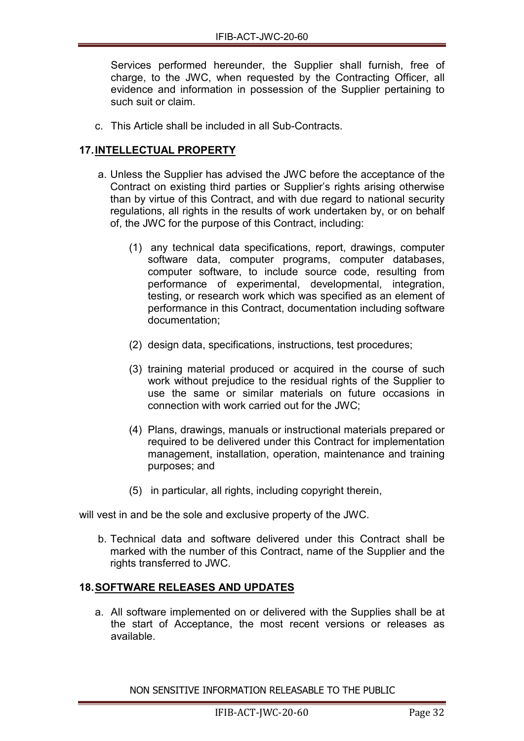Services performed hereunder, the Supplier shall furnish, free of charge, to the JWC, when requested by the Contracting Officer, all evidence and information in possession of the Supplier pertaining to such suit or claim.

c. This Article shall be included in all Sub-Contracts.

## 17. INTELLECTUAL PROPERTY

a. Unless the Supplier has advised the JWC before the acceptance of the Contract on existing third parties or Supplier's rights arising otherwise than by virtue of this Contract, and with due regard to national security regulations, all rights in the results of work undertaken by, or on behalf of, the JWC for the purpose of this Contract, including:

   (1) any technical data specifications, report, drawings, computer software data, computer programs, computer databases, computer software, to include source code, resulting from performance of experimental, developmental, integration, testing, or research work which was specified as an element of performance in this Contract, documentation including software documentation;

   (2) design data, specifications, instructions, test procedures;

   (3) training material produced or acquired in the course of such work without prejudice to the residual rights of the Supplier to use the same or similar materials on future occasions in connection with work carried out for the JWC;

   (4) Plans, drawings, manuals or instructional materials prepared or required to be delivered under this Contract for implementation management, installation, operation, maintenance and training purposes; and

   (5) in particular, all rights, including copyright therein,

will vest in and be the sole and exclusive property of the JWC.

b. Technical data and software delivered under this Contract shall be marked with the number of this Contract, name of the Supplier and the rights transferred to JWC.

## 18. SOFTWARE RELEASES AND UPDATES

a. All software implemented on or delivered with the Supplies shall be at the start of Acceptance, the most recent versions or releases as available.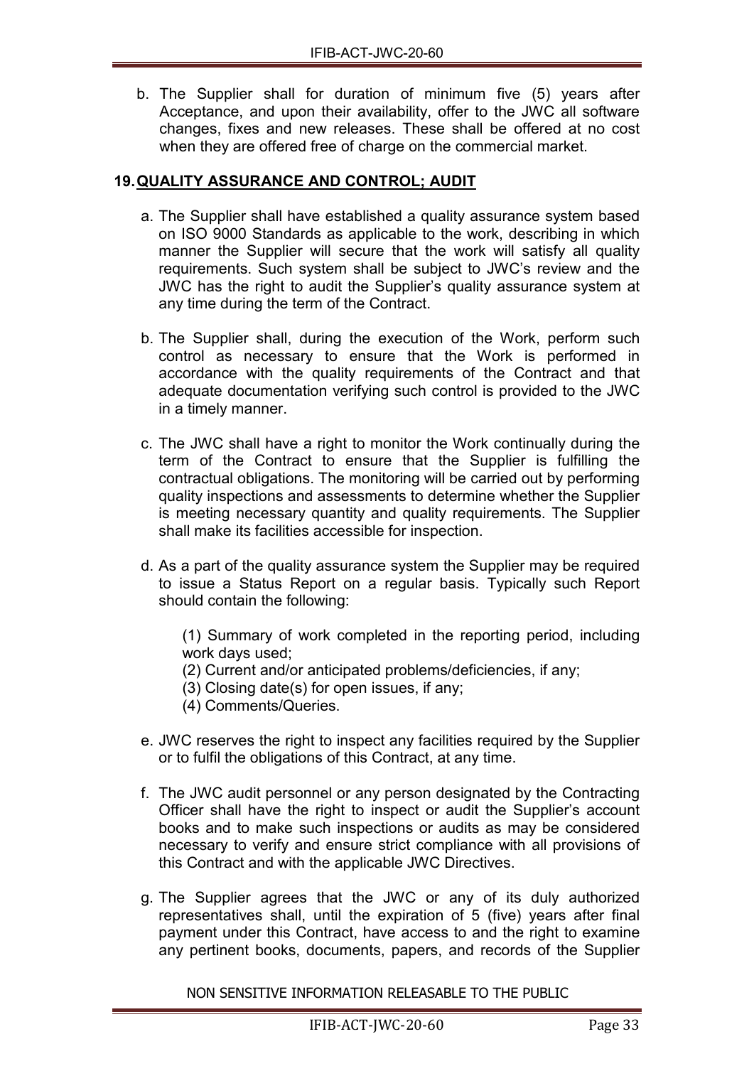b. The Supplier shall for duration of minimum five (5) years after Acceptance, and upon their availability, offer to the JWC all software changes, fixes and new releases. These shall be offered at no cost when they are offered free of charge on the commercial market.

## 19. QUALITY ASSURANCE AND CONTROL; AUDIT

a. The Supplier shall have established a quality assurance system based on ISO 9000 Standards as applicable to the work, describing in which manner the Supplier will secure that the work will satisfy all quality requirements. Such system shall be subject to JWC's review and the JWC has the right to audit the Supplier's quality assurance system at any time during the term of the Contract.

b. The Supplier shall, during the execution of the Work, perform such control as necessary to ensure that the Work is performed in accordance with the quality requirements of the Contract and that adequate documentation verifying such control is provided to the JWC in a timely manner.

c. The JWC shall have a right to monitor the Work continually during the term of the Contract to ensure that the Supplier is fulfilling the contractual obligations. The monitoring will be carried out by performing quality inspections and assessments to determine whether the Supplier is meeting necessary quantity and quality requirements. The Supplier shall make its facilities accessible for inspection.

d. As a part of the quality assurance system the Supplier may be required to issue a Status Report on a regular basis. Typically such Report should contain the following:

   (1) Summary of work completed in the reporting period, including work days used;
   (2) Current and/or anticipated problems/deficiencies, if any;
   (3) Closing date(s) for open issues, if any;
   (4) Comments/Queries.

e. JWC reserves the right to inspect any facilities required by the Supplier or to fulfil the obligations of this Contract, at any time.

f. The JWC audit personnel or any person designated by the Contracting Officer shall have the right to inspect or audit the Supplier's account books and to make such inspections or audits as may be considered necessary to verify and ensure strict compliance with all provisions of this Contract and with the applicable JWC Directives.

g. The Supplier agrees that the JWC or any of its duly authorized representatives shall, until the expiration of 5 (five) years after final payment under this Contract, have access to and the right to examine any pertinent books, documents, papers, and records of the Supplier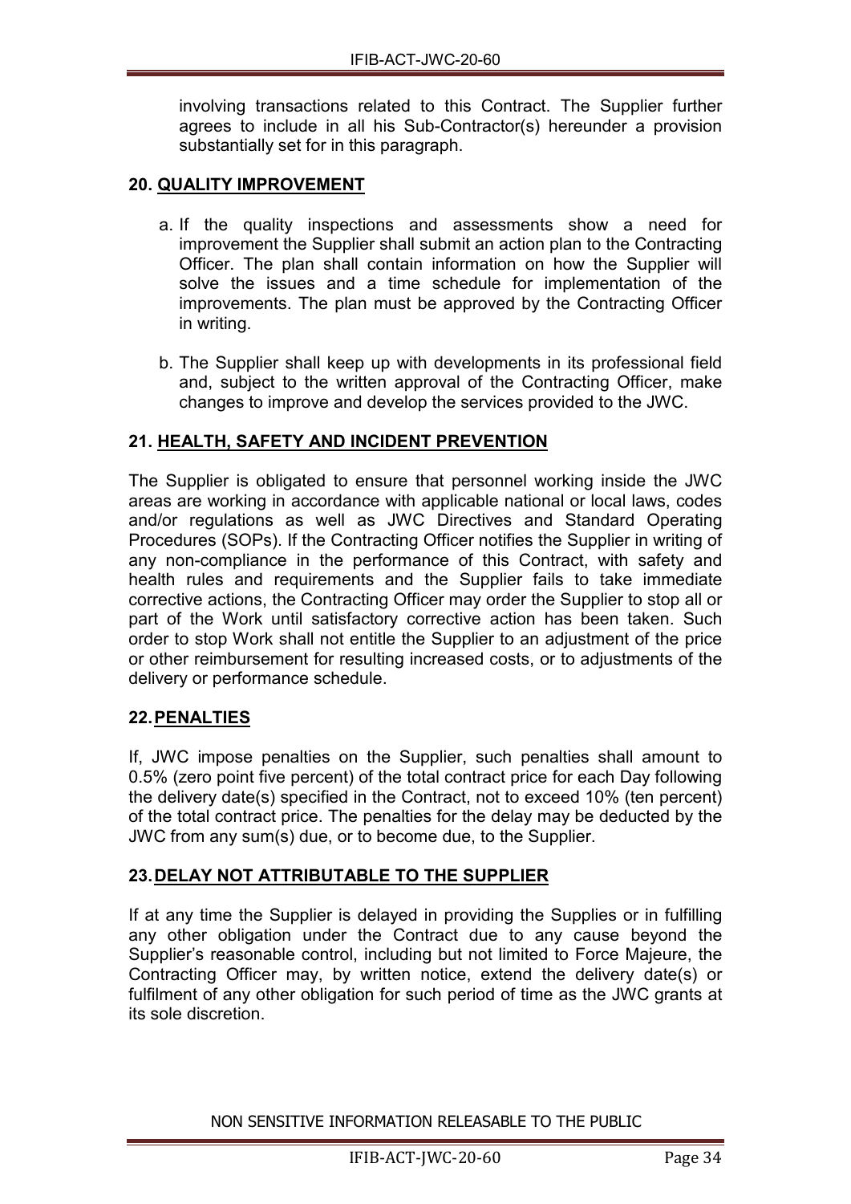involving transactions related to this Contract. The Supplier further agrees to include in all his Sub-Contractor(s) hereunder a provision substantially set for in this paragraph.

## 20. QUALITY IMPROVEMENT

a. If the quality inspections and assessments show a need for improvement the Supplier shall submit an action plan to the Contracting Officer. The plan shall contain information on how the Supplier will solve the issues and a time schedule for implementation of the improvements. The plan must be approved by the Contracting Officer in writing.

b. The Supplier shall keep up with developments in its professional field and, subject to the written approval of the Contracting Officer, make changes to improve and develop the services provided to the JWC.

## 21. HEALTH, SAFETY AND INCIDENT PREVENTION

The Supplier is obligated to ensure that personnel working inside the JWC areas are working in accordance with applicable national or local laws, codes and/or regulations as well as JWC Directives and Standard Operating Procedures (SOPs). If the Contracting Officer notifies the Supplier in writing of any non-compliance in the performance of this Contract, with safety and health rules and requirements and the Supplier fails to take immediate corrective actions, the Contracting Officer may order the Supplier to stop all or part of the Work until satisfactory corrective action has been taken. Such order to stop Work shall not entitle the Supplier to an adjustment of the price or other reimbursement for resulting increased costs, or to adjustments of the delivery or performance schedule.

## 22. PENALTIES

If, JWC impose penalties on the Supplier, such penalties shall amount to 0.5% (zero point five percent) of the total contract price for each Day following the delivery date(s) specified in the Contract, not to exceed 10% (ten percent) of the total contract price. The penalties for the delay may be deducted by the JWC from any sum(s) due, or to become due, to the Supplier.

## 23. DELAY NOT ATTRIBUTABLE TO THE SUPPLIER

If at any time the Supplier is delayed in providing the Supplies or in fulfilling any other obligation under the Contract due to any cause beyond the Supplier's reasonable control, including but not limited to Force Majeure, the Contracting Officer may, by written notice, extend the delivery date(s) or fulfilment of any other obligation for such period of time as the JWC grants at its sole discretion.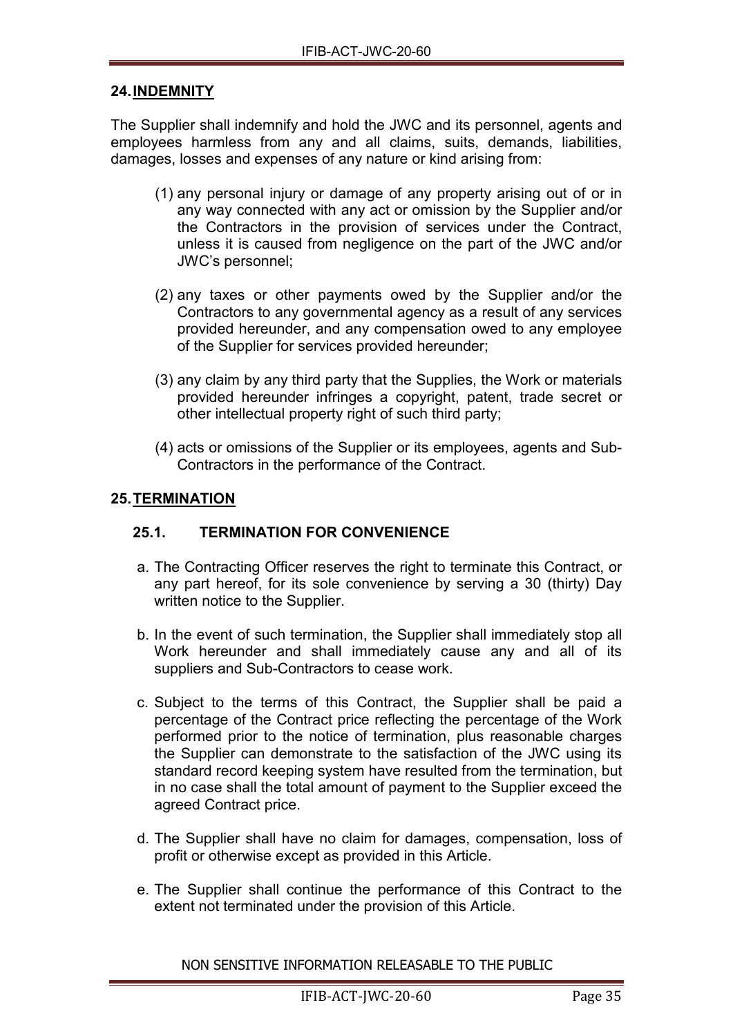## 24. INDEMNITY

The Supplier shall indemnify and hold the JWC and its personnel, agents and employees harmless from any and all claims, suits, demands, liabilities, damages, losses and expenses of any nature or kind arising from:

(1) any personal injury or damage of any property arising out of or in any way connected with any act or omission by the Supplier and/or the Contractors in the provision of services under the Contract, unless it is caused from negligence on the part of the JWC and/or JWC's personnel;

(2) any taxes or other payments owed by the Supplier and/or the Contractors to any governmental agency as a result of any services provided hereunder, and any compensation owed to any employee of the Supplier for services provided hereunder;

(3) any claim by any third party that the Supplies, the Work or materials provided hereunder infringes a copyright, patent, trade secret or other intellectual property right of such third party;

(4) acts or omissions of the Supplier or its employees, agents and Sub-Contractors in the performance of the Contract.

## 25. TERMINATION

### 25.1. TERMINATION FOR CONVENIENCE

a. The Contracting Officer reserves the right to terminate this Contract, or any part hereof, for its sole convenience by serving a 30 (thirty) Day written notice to the Supplier.

b. In the event of such termination, the Supplier shall immediately stop all Work hereunder and shall immediately cause any and all of its suppliers and Sub-Contractors to cease work.

c. Subject to the terms of this Contract, the Supplier shall be paid a percentage of the Contract price reflecting the percentage of the Work performed prior to the notice of termination, plus reasonable charges the Supplier can demonstrate to the satisfaction of the JWC using its standard record keeping system have resulted from the termination, but in no case shall the total amount of payment to the Supplier exceed the agreed Contract price.

d. The Supplier shall have no claim for damages, compensation, loss of profit or otherwise except as provided in this Article.

e. The Supplier shall continue the performance of this Contract to the extent not terminated under the provision of this Article.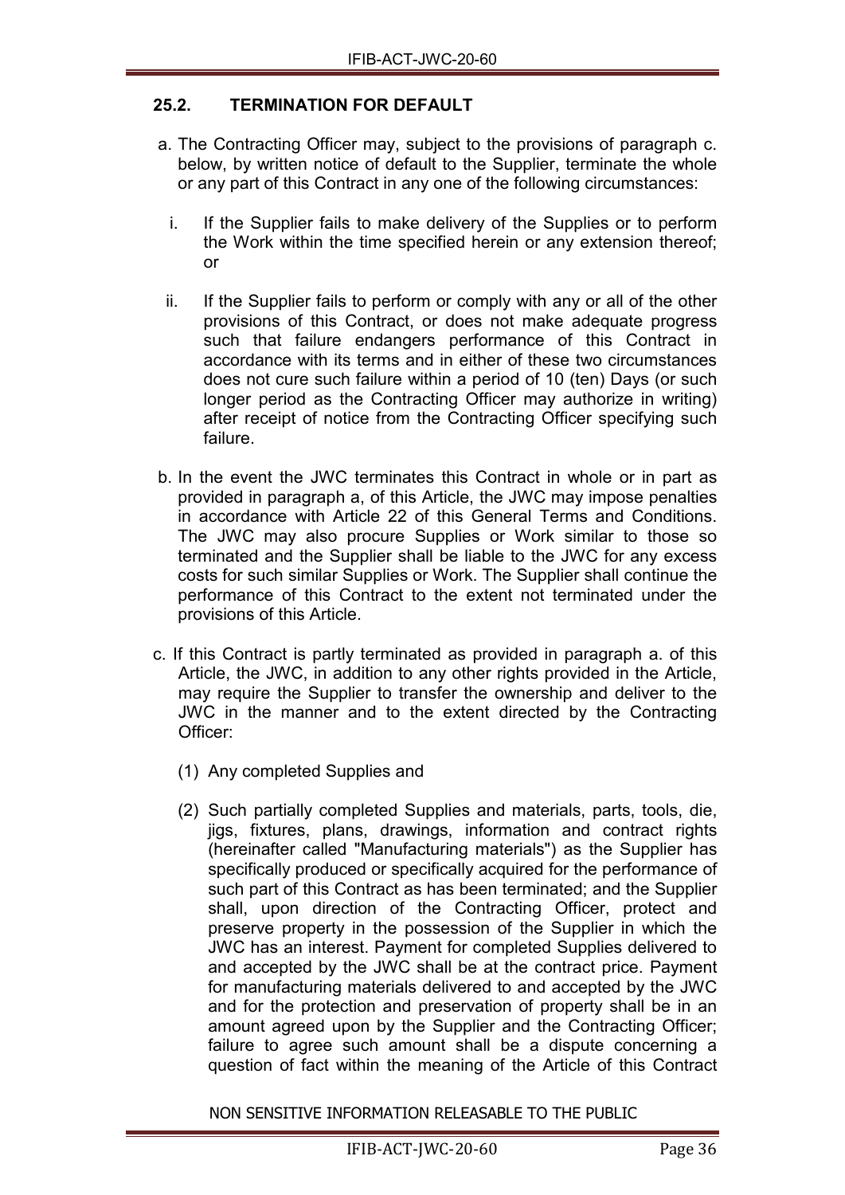### 25.2. TERMINATION FOR DEFAULT

a. The Contracting Officer may, subject to the provisions of paragraph c. below, by written notice of default to the Supplier, terminate the whole or any part of this Contract in any one of the following circumstances:

   i. If the Supplier fails to make delivery of the Supplies or to perform the Work within the time specified herein or any extension thereof; or

   ii. If the Supplier fails to perform or comply with any or all of the other provisions of this Contract, or does not make adequate progress such that failure endangers performance of this Contract in accordance with its terms and in either of these two circumstances does not cure such failure within a period of 10 (ten) Days (or such longer period as the Contracting Officer may authorize in writing) after receipt of notice from the Contracting Officer specifying such failure.

b. In the event the JWC terminates this Contract in whole or in part as provided in paragraph a, of this Article, the JWC may impose penalties in accordance with Article 22 of this General Terms and Conditions. The JWC may also procure Supplies or Work similar to those so terminated and the Supplier shall be liable to the JWC for any excess costs for such similar Supplies or Work. The Supplier shall continue the performance of this Contract to the extent not terminated under the provisions of this Article.

c. If this Contract is partly terminated as provided in paragraph a. of this Article, the JWC, in addition to any other rights provided in the Article, may require the Supplier to transfer the ownership and deliver to the JWC in the manner and to the extent directed by the Contracting Officer:

   (1) Any completed Supplies and

   (2) Such partially completed Supplies and materials, parts, tools, die, jigs, fixtures, plans, drawings, information and contract rights (hereinafter called "Manufacturing materials") as the Supplier has specifically produced or specifically acquired for the performance of such part of this Contract as has been terminated; and the Supplier shall, upon direction of the Contracting Officer, protect and preserve property in the possession of the Supplier in which the JWC has an interest. Payment for completed Supplies delivered to and accepted by the JWC shall be at the contract price. Payment for manufacturing materials delivered to and accepted by the JWC and for the protection and preservation of property shall be in an amount agreed upon by the Supplier and the Contracting Officer; failure to agree such amount shall be a dispute concerning a question of fact within the meaning of the Article of this Contract

NON SENSITIVE INFORMATION RELEASABLE TO THE PUBLIC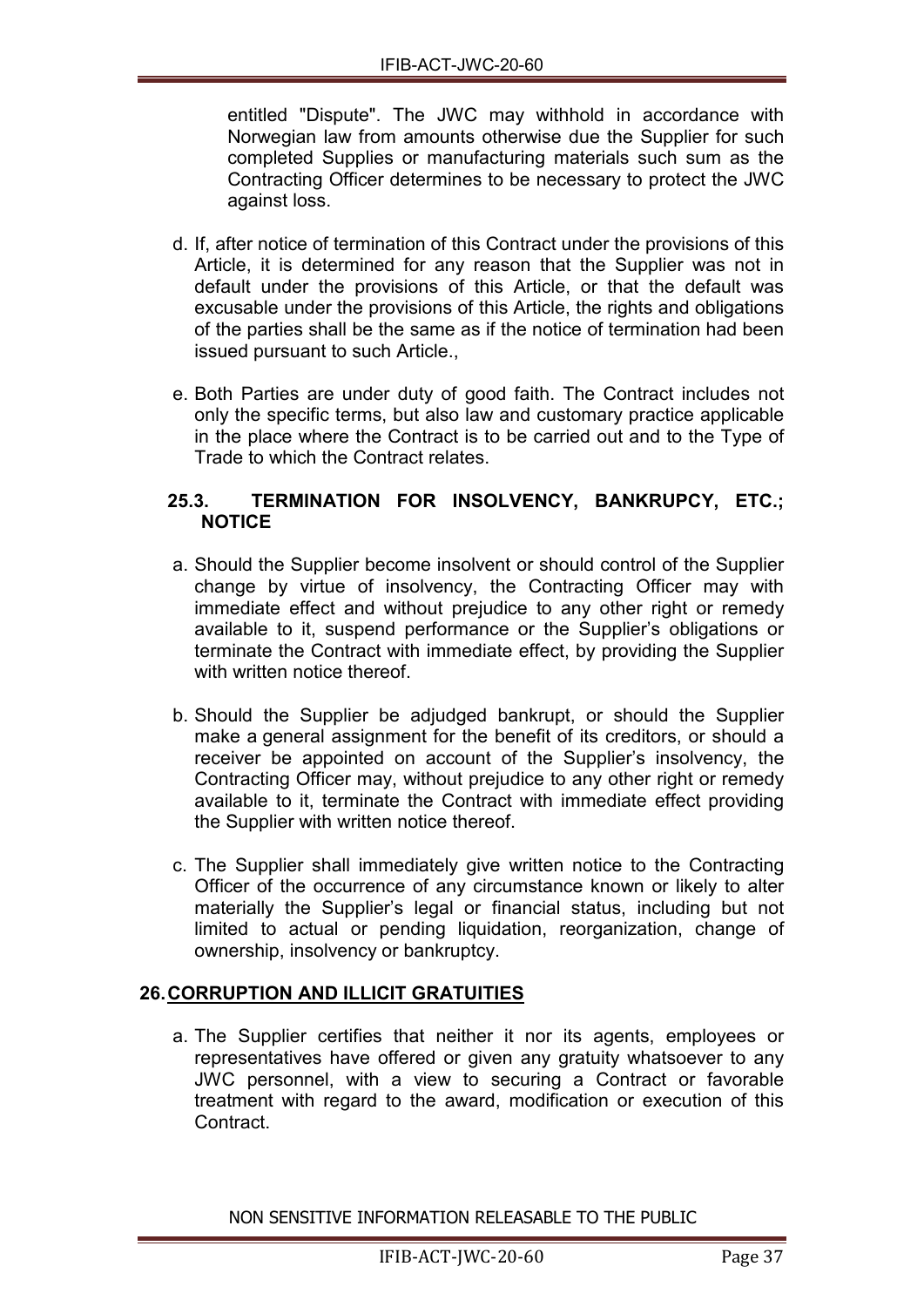entitled "Dispute". The JWC may withhold in accordance with Norwegian law from amounts otherwise due the Supplier for such completed Supplies or manufacturing materials such sum as the Contracting Officer determines to be necessary to protect the JWC against loss.

d. If, after notice of termination of this Contract under the provisions of this Article, it is determined for any reason that the Supplier was not in default under the provisions of this Article, or that the default was excusable under the provisions of this Article, the rights and obligations of the parties shall be the same as if the notice of termination had been issued pursuant to such Article.,

e. Both Parties are under duty of good faith. The Contract includes not only the specific terms, but also law and customary practice applicable in the place where the Contract is to be carried out and to the Type of Trade to which the Contract relates.

### 25.3. TERMINATION FOR INSOLVENCY, BANKRUPCY, ETC.; NOTICE

a. Should the Supplier become insolvent or should control of the Supplier change by virtue of insolvency, the Contracting Officer may with immediate effect and without prejudice to any other right or remedy available to it, suspend performance or the Supplier's obligations or terminate the Contract with immediate effect, by providing the Supplier with written notice thereof.

b. Should the Supplier be adjudged bankrupt, or should the Supplier make a general assignment for the benefit of its creditors, or should a receiver be appointed on account of the Supplier's insolvency, the Contracting Officer may, without prejudice to any other right or remedy available to it, terminate the Contract with immediate effect providing the Supplier with written notice thereof.

c. The Supplier shall immediately give written notice to the Contracting Officer of the occurrence of any circumstance known or likely to alter materially the Supplier's legal or financial status, including but not limited to actual or pending liquidation, reorganization, change of ownership, insolvency or bankruptcy.

## 26. CORRUPTION AND ILLICIT GRATUITIES

a. The Supplier certifies that neither it nor its agents, employees or representatives have offered or given any gratuity whatsoever to any JWC personnel, with a view to securing a Contract or favorable treatment with regard to the award, modification or execution of this Contract.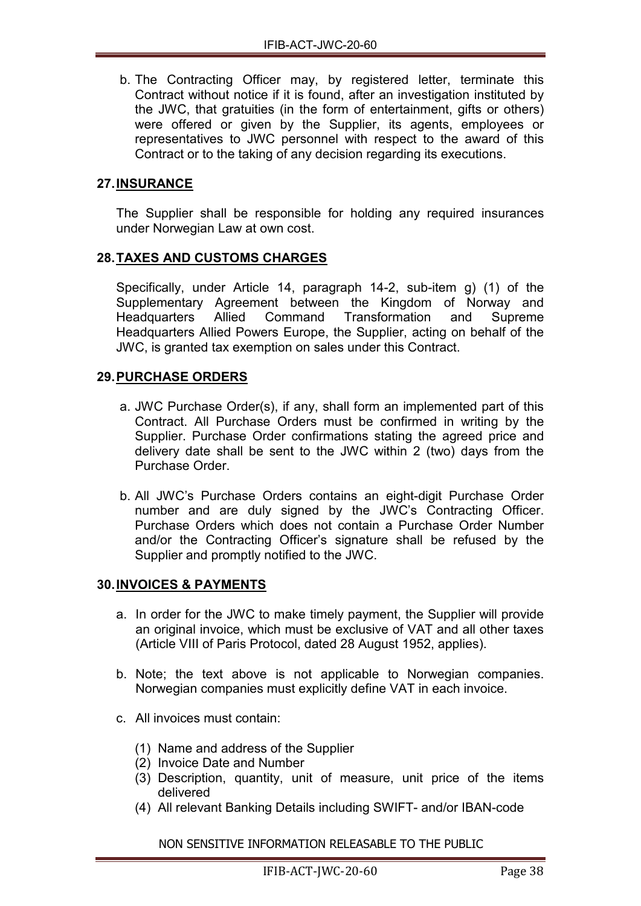b. The Contracting Officer may, by registered letter, terminate this Contract without notice if it is found, after an investigation instituted by the JWC, that gratuities (in the form of entertainment, gifts or others) were offered or given by the Supplier, its agents, employees or representatives to JWC personnel with respect to the award of this Contract or to the taking of any decision regarding its executions.

## 27. INSURANCE

The Supplier shall be responsible for holding any required insurances under Norwegian Law at own cost.

## 28. TAXES AND CUSTOMS CHARGES

Specifically, under Article 14, paragraph 14-2, sub-item g) (1) of the Supplementary Agreement between the Kingdom of Norway and Headquarters Allied Command Transformation and Supreme Headquarters Allied Powers Europe, the Supplier, acting on behalf of the JWC, is granted tax exemption on sales under this Contract.

## 29. PURCHASE ORDERS

a. JWC Purchase Order(s), if any, shall form an implemented part of this Contract. All Purchase Orders must be confirmed in writing by the Supplier. Purchase Order confirmations stating the agreed price and delivery date shall be sent to the JWC within 2 (two) days from the Purchase Order.

b. All JWC's Purchase Orders contains an eight-digit Purchase Order number and are duly signed by the JWC's Contracting Officer. Purchase Orders which does not contain a Purchase Order Number and/or the Contracting Officer's signature shall be refused by the Supplier and promptly notified to the JWC.

## 30. INVOICES & PAYMENTS

a. In order for the JWC to make timely payment, the Supplier will provide an original invoice, which must be exclusive of VAT and all other taxes (Article VIII of Paris Protocol, dated 28 August 1952, applies).

b. Note; the text above is not applicable to Norwegian companies. Norwegian companies must explicitly define VAT in each invoice.

c. All invoices must contain:

   (1) Name and address of the Supplier
   (2) Invoice Date and Number
   (3) Description, quantity, unit of measure, unit price of the items delivered
   (4) All relevant Banking Details including SWIFT- and/or IBAN-code

NON SENSITIVE INFORMATION RELEASABLE TO THE PUBLIC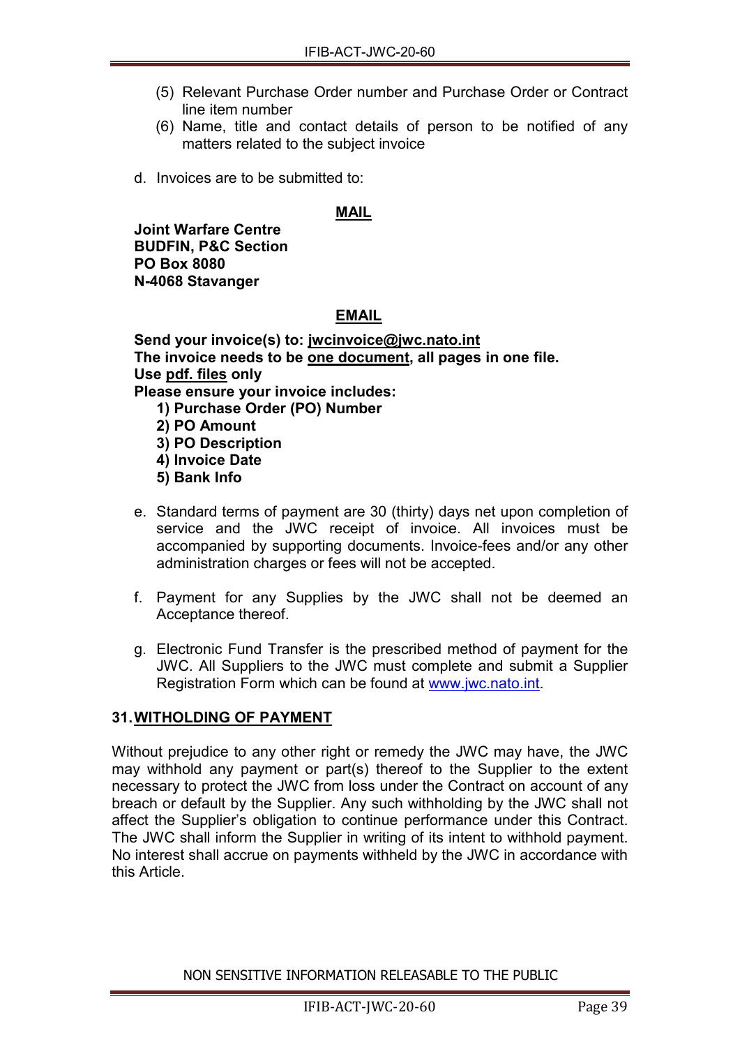(5) Relevant Purchase Order number and Purchase Order or Contract line item number

(6) Name, title and contact details of person to be notified of any matters related to the subject invoice

d. Invoices are to be submitted to:

**<u>MAIL</u>**

**Joint Warfare Centre**
**BUDFIN, P&C Section**
**PO Box 8080**
**N-4068 Stavanger**

**<u>EMAIL</u>**

**Send your invoice(s) to: <u>jwcinvoice@jwc.nato.int</u>**
**The invoice needs to be <u>one document</u>, all pages in one file.**
**Use <u>pdf. files</u> only**
**Please ensure your invoice includes:**

1) **Purchase Order (PO) Number**
2) **PO Amount**
3) **PO Description**
4) **Invoice Date**
5) **Bank Info**

e. Standard terms of payment are 30 (thirty) days net upon completion of service and the JWC receipt of invoice. All invoices must be accompanied by supporting documents. Invoice-fees and/or any other administration charges or fees will not be accepted.

f. Payment for any Supplies by the JWC shall not be deemed an Acceptance thereof.

g. Electronic Fund Transfer is the prescribed method of payment for the JWC. All Suppliers to the JWC must complete and submit a Supplier Registration Form which can be found at www.jwc.nato.int.

## 31. <u>WITHOLDING OF PAYMENT</u>

Without prejudice to any other right or remedy the JWC may have, the JWC may withhold any payment or part(s) thereof to the Supplier to the extent necessary to protect the JWC from loss under the Contract on account of any breach or default by the Supplier. Any such withholding by the JWC shall not affect the Supplier's obligation to continue performance under this Contract. The JWC shall inform the Supplier in writing of its intent to withhold payment. No interest shall accrue on payments withheld by the JWC in accordance with this Article.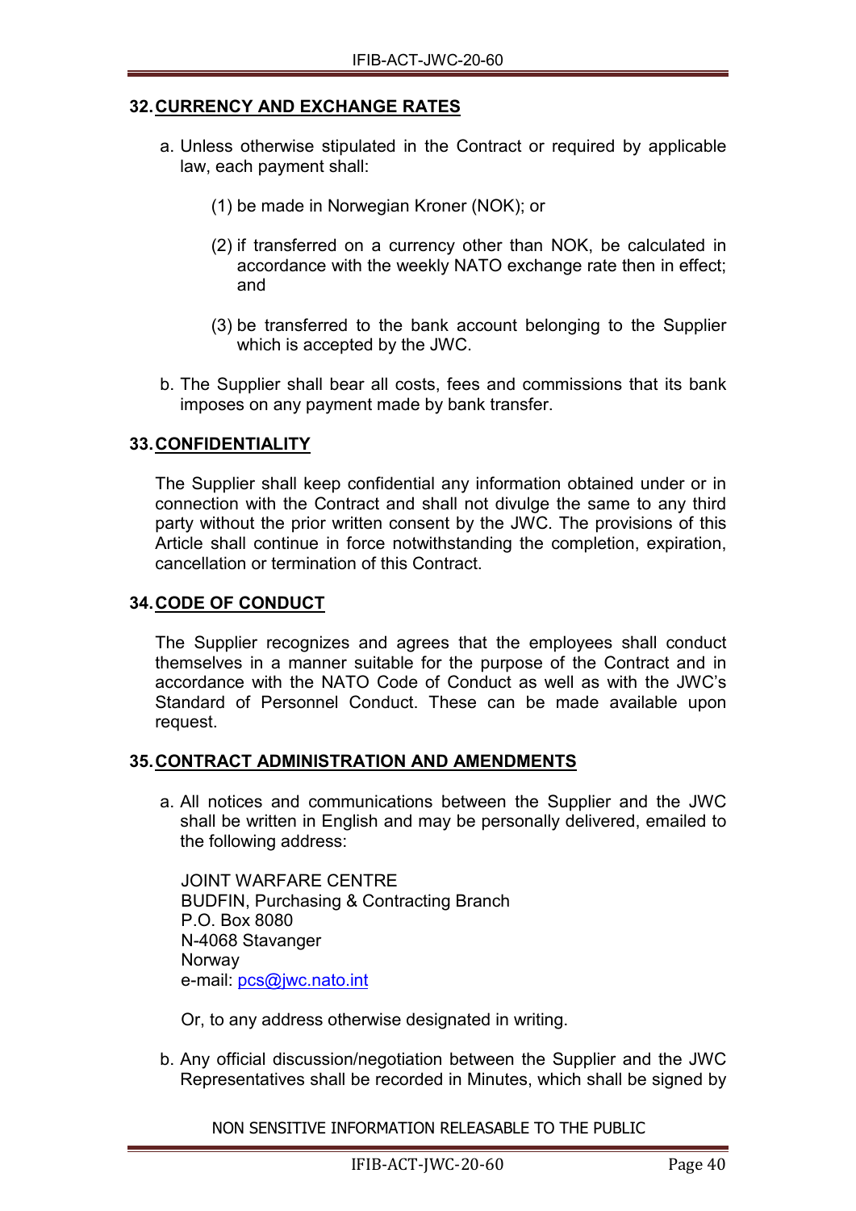## 32. CURRENCY AND EXCHANGE RATES

a. Unless otherwise stipulated in the Contract or required by applicable law, each payment shall:

   (1) be made in Norwegian Kroner (NOK); or

   (2) if transferred on a currency other than NOK, be calculated in accordance with the weekly NATO exchange rate then in effect; and

   (3) be transferred to the bank account belonging to the Supplier which is accepted by the JWC.

b. The Supplier shall bear all costs, fees and commissions that its bank imposes on any payment made by bank transfer.

## 33. CONFIDENTIALITY

The Supplier shall keep confidential any information obtained under or in connection with the Contract and shall not divulge the same to any third party without the prior written consent by the JWC. The provisions of this Article shall continue in force notwithstanding the completion, expiration, cancellation or termination of this Contract.

## 34. CODE OF CONDUCT

The Supplier recognizes and agrees that the employees shall conduct themselves in a manner suitable for the purpose of the Contract and in accordance with the NATO Code of Conduct as well as with the JWC's Standard of Personnel Conduct. These can be made available upon request.

## 35. CONTRACT ADMINISTRATION AND AMENDMENTS

a. All notices and communications between the Supplier and the JWC shall be written in English and may be personally delivered, emailed to the following address:

   JOINT WARFARE CENTRE
   BUDFIN, Purchasing & Contracting Branch
   P.O. Box 8080
   N-4068 Stavanger
   Norway
   e-mail: pcs@jwc.nato.int

   Or, to any address otherwise designated in writing.

b. Any official discussion/negotiation between the Supplier and the JWC Representatives shall be recorded in Minutes, which shall be signed by

NON SENSITIVE INFORMATION RELEASABLE TO THE PUBLIC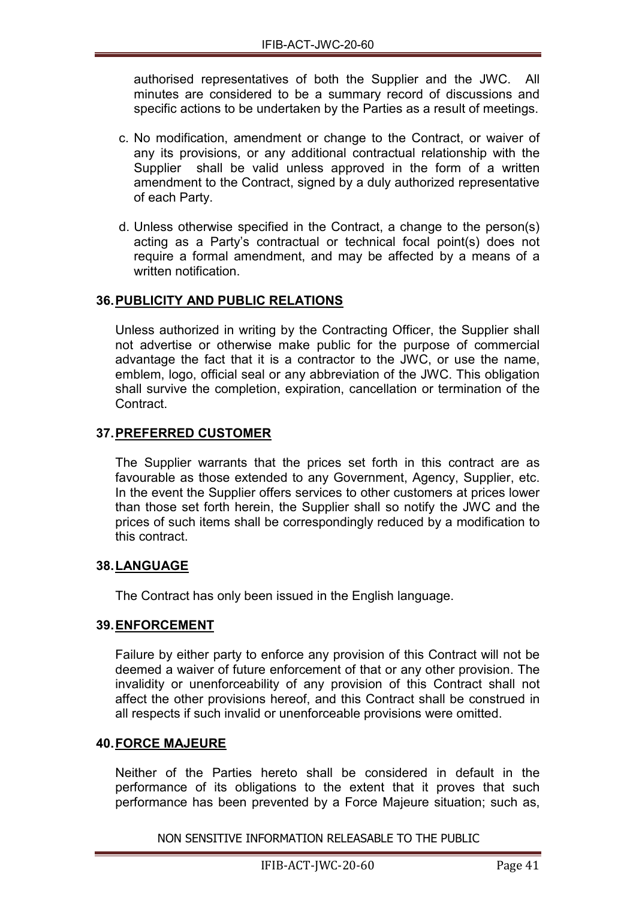authorised representatives of both the Supplier and the JWC. All minutes are considered to be a summary record of discussions and specific actions to be undertaken by the Parties as a result of meetings.

c. No modification, amendment or change to the Contract, or waiver of any its provisions, or any additional contractual relationship with the Supplier shall be valid unless approved in the form of a written amendment to the Contract, signed by a duly authorized representative of each Party.

d. Unless otherwise specified in the Contract, a change to the person(s) acting as a Party's contractual or technical focal point(s) does not require a formal amendment, and may be affected by a means of a written notification.

## 36. PUBLICITY AND PUBLIC RELATIONS

Unless authorized in writing by the Contracting Officer, the Supplier shall not advertise or otherwise make public for the purpose of commercial advantage the fact that it is a contractor to the JWC, or use the name, emblem, logo, official seal or any abbreviation of the JWC. This obligation shall survive the completion, expiration, cancellation or termination of the Contract.

## 37. PREFERRED CUSTOMER

The Supplier warrants that the prices set forth in this contract are as favourable as those extended to any Government, Agency, Supplier, etc. In the event the Supplier offers services to other customers at prices lower than those set forth herein, the Supplier shall so notify the JWC and the prices of such items shall be correspondingly reduced by a modification to this contract.

## 38. LANGUAGE

The Contract has only been issued in the English language.

## 39. ENFORCEMENT

Failure by either party to enforce any provision of this Contract will not be deemed a waiver of future enforcement of that or any other provision. The invalidity or unenforceability of any provision of this Contract shall not affect the other provisions hereof, and this Contract shall be construed in all respects if such invalid or unenforceable provisions were omitted.

## 40. FORCE MAJEURE

Neither of the Parties hereto shall be considered in default in the performance of its obligations to the extent that it proves that such performance has been prevented by a Force Majeure situation; such as,

NON SENSITIVE INFORMATION RELEASABLE TO THE PUBLIC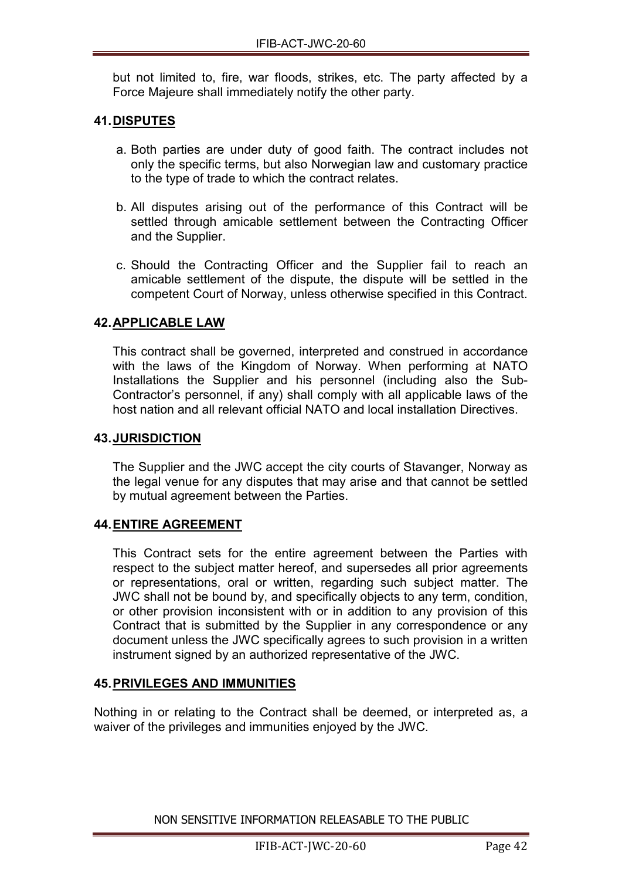but not limited to, fire, war floods, strikes, etc. The party affected by a Force Majeure shall immediately notify the other party.

## 41. DISPUTES

a. Both parties are under duty of good faith. The contract includes not only the specific terms, but also Norwegian law and customary practice to the type of trade to which the contract relates.

b. All disputes arising out of the performance of this Contract will be settled through amicable settlement between the Contracting Officer and the Supplier.

c. Should the Contracting Officer and the Supplier fail to reach an amicable settlement of the dispute, the dispute will be settled in the competent Court of Norway, unless otherwise specified in this Contract.

## 42. APPLICABLE LAW

This contract shall be governed, interpreted and construed in accordance with the laws of the Kingdom of Norway. When performing at NATO Installations the Supplier and his personnel (including also the Sub-Contractor's personnel, if any) shall comply with all applicable laws of the host nation and all relevant official NATO and local installation Directives.

## 43. JURISDICTION

The Supplier and the JWC accept the city courts of Stavanger, Norway as the legal venue for any disputes that may arise and that cannot be settled by mutual agreement between the Parties.

## 44. ENTIRE AGREEMENT

This Contract sets for the entire agreement between the Parties with respect to the subject matter hereof, and supersedes all prior agreements or representations, oral or written, regarding such subject matter. The JWC shall not be bound by, and specifically objects to any term, condition, or other provision inconsistent with or in addition to any provision of this Contract that is submitted by the Supplier in any correspondence or any document unless the JWC specifically agrees to such provision in a written instrument signed by an authorized representative of the JWC.

## 45. PRIVILEGES AND IMMUNITIES

Nothing in or relating to the Contract shall be deemed, or interpreted as, a waiver of the privileges and immunities enjoyed by the JWC.

NON SENSITIVE INFORMATION RELEASABLE TO THE PUBLIC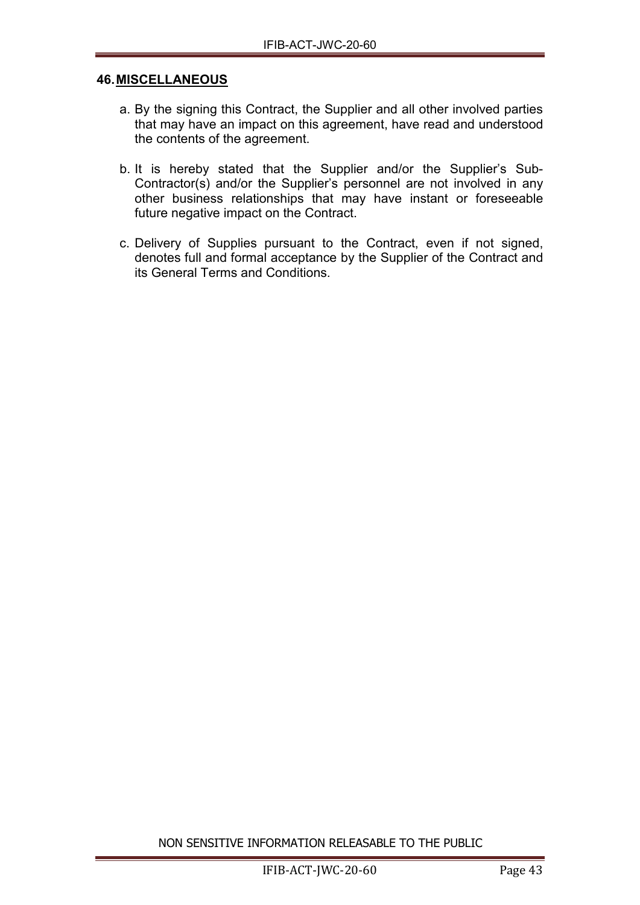## 46. MISCELLANEOUS

a. By the signing this Contract, the Supplier and all other involved parties that may have an impact on this agreement, have read and understood the contents of the agreement.

b. It is hereby stated that the Supplier and/or the Supplier's Sub-Contractor(s) and/or the Supplier's personnel are not involved in any other business relationships that may have instant or foreseeable future negative impact on the Contract.

c. Delivery of Supplies pursuant to the Contract, even if not signed, denotes full and formal acceptance by the Supplier of the Contract and its General Terms and Conditions.

NON SENSITIVE INFORMATION RELEASABLE TO THE PUBLIC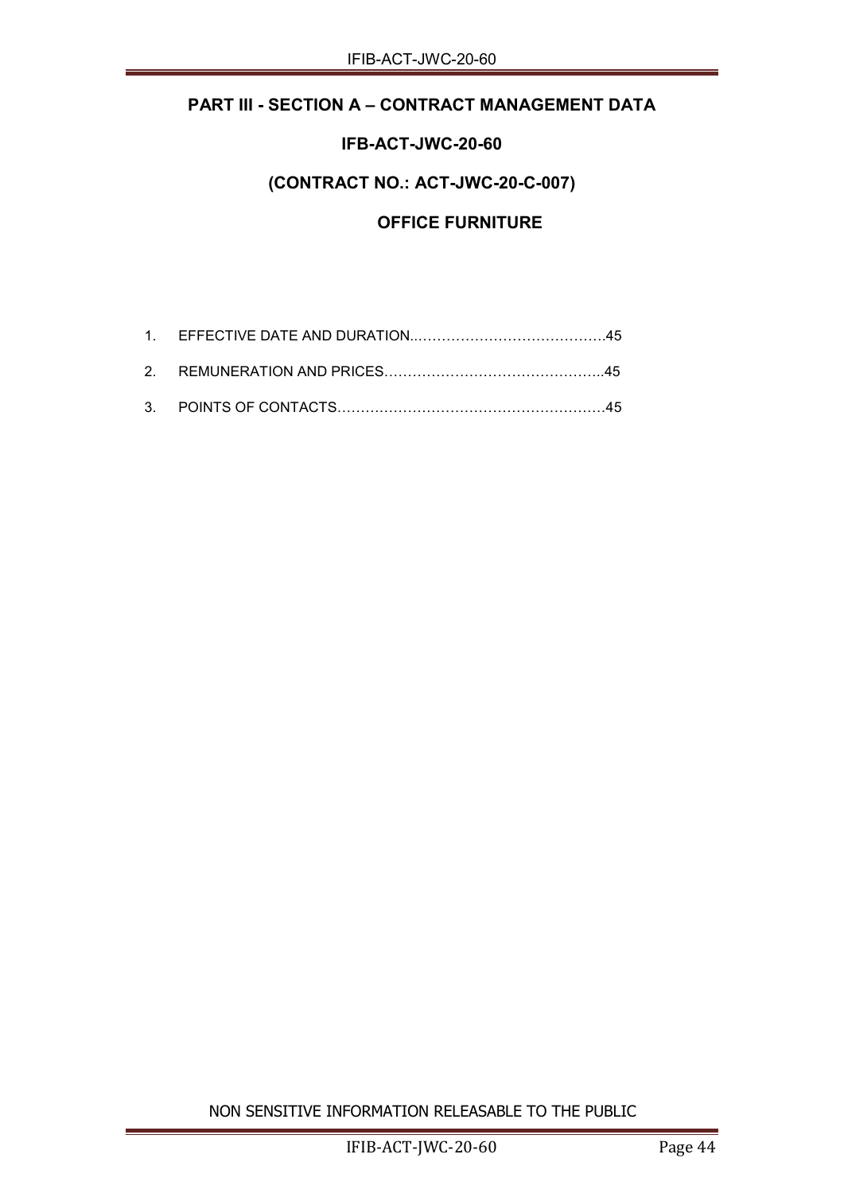# PART III - SECTION A – CONTRACT MANAGEMENT DATA

## IFB-ACT-JWC-20-60

## (CONTRACT NO.: ACT-JWC-20-C-007)

## OFFICE FURNITURE

1. EFFECTIVE DATE AND DURATION........................................45
2. REMUNERATION AND PRICES.............................................45
3. POINTS OF CONTACTS.......................................................45

NON SENSITIVE INFORMATION RELEASABLE TO THE PUBLIC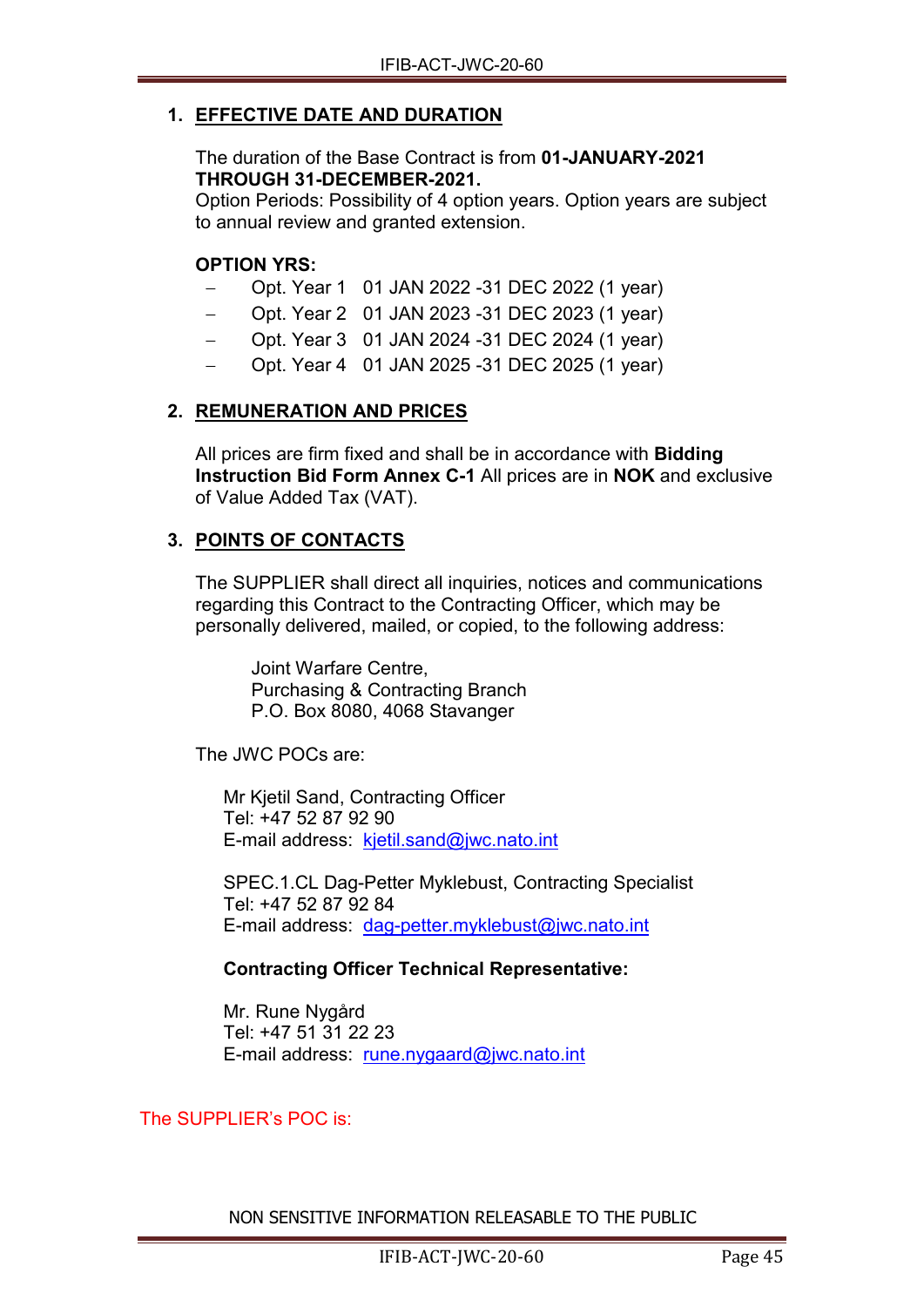## 1. EFFECTIVE DATE AND DURATION

The duration of the Base Contract is from **01-JANUARY-2021 THROUGH 31-DECEMBER-2021.**
Option Periods: Possibility of 4 option years. Option years are subject to annual review and granted extension.

**OPTION YRS:**

- Opt. Year 1 01 JAN 2022 -31 DEC 2022 (1 year)
- Opt. Year 2 01 JAN 2023 -31 DEC 2023 (1 year)
- Opt. Year 3 01 JAN 2024 -31 DEC 2024 (1 year)
- Opt. Year 4 01 JAN 2025 -31 DEC 2025 (1 year)

## 2. REMUNERATION AND PRICES

All prices are firm fixed and shall be in accordance with **Bidding Instruction Bid Form Annex C-1** All prices are in **NOK** and exclusive of Value Added Tax (VAT).

## 3. POINTS OF CONTACTS

The SUPPLIER shall direct all inquiries, notices and communications regarding this Contract to the Contracting Officer, which may be personally delivered, mailed, or copied, to the following address:

Joint Warfare Centre,
Purchasing & Contracting Branch
P.O. Box 8080, 4068 Stavanger

The JWC POCs are:

Mr Kjetil Sand, Contracting Officer
Tel: +47 52 87 92 90
E-mail address: kjetil.sand@jwc.nato.int

SPEC.1.CL Dag-Petter Myklebust, Contracting Specialist
Tel: +47 52 87 92 84
E-mail address: dag-petter.myklebust@jwc.nato.int

**Contracting Officer Technical Representative:**

Mr. Rune Nygård
Tel: +47 51 31 22 23
E-mail address: rune.nygaard@jwc.nato.int

The SUPPLIER's POC is:

NON SENSITIVE INFORMATION RELEASABLE TO THE PUBLIC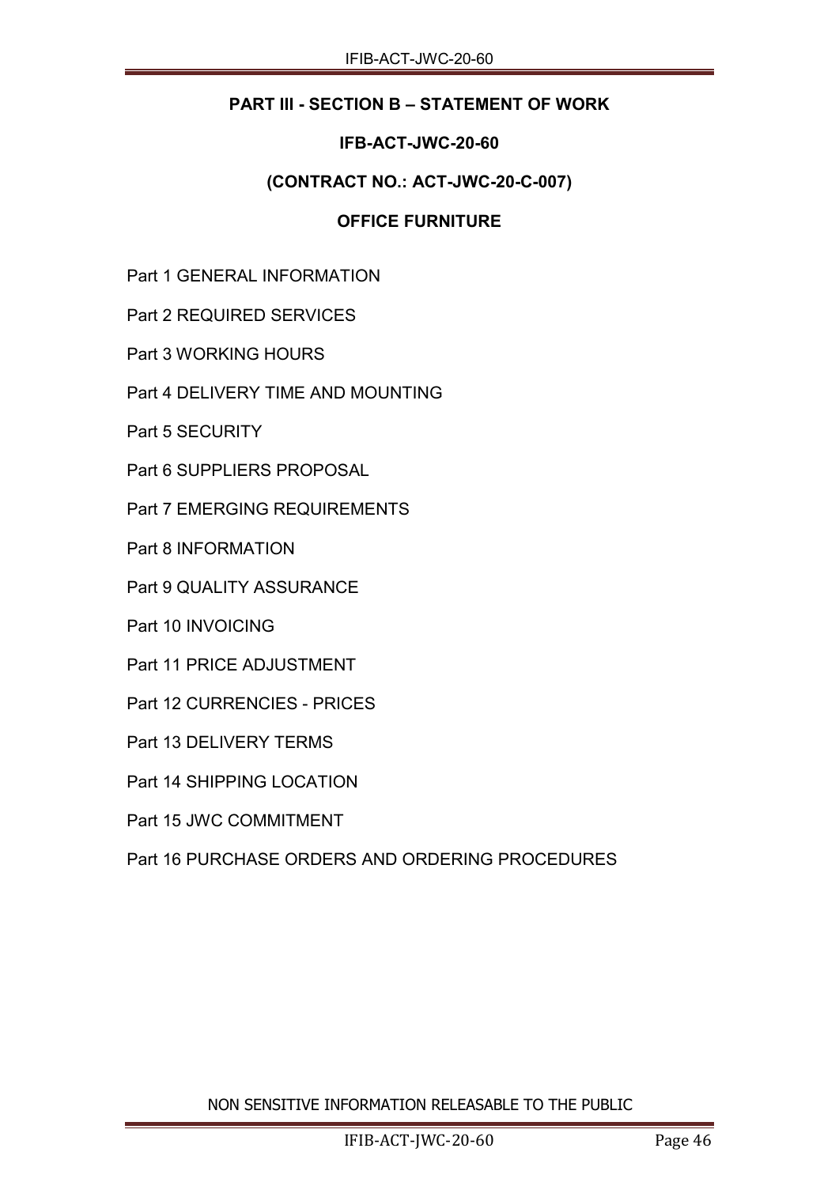# PART III - SECTION B – STATEMENT OF WORK

## IFB-ACT-JWC-20-60

## (CONTRACT NO.: ACT-JWC-20-C-007)

## OFFICE FURNITURE

Part 1 GENERAL INFORMATION

Part 2 REQUIRED SERVICES

Part 3 WORKING HOURS

Part 4 DELIVERY TIME AND MOUNTING

Part 5 SECURITY

Part 6 SUPPLIERS PROPOSAL

Part 7 EMERGING REQUIREMENTS

Part 8 INFORMATION

Part 9 QUALITY ASSURANCE

Part 10 INVOICING

Part 11 PRICE ADJUSTMENT

Part 12 CURRENCIES - PRICES

Part 13 DELIVERY TERMS

Part 14 SHIPPING LOCATION

Part 15 JWC COMMITMENT

Part 16 PURCHASE ORDERS AND ORDERING PROCEDURES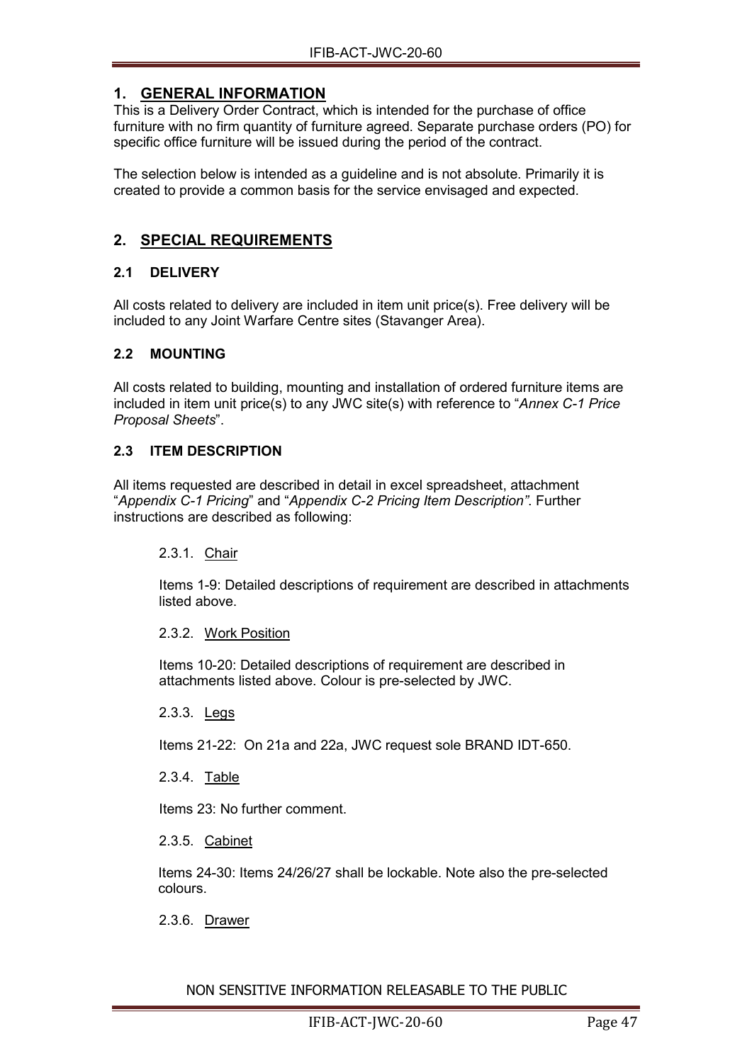## 1. GENERAL INFORMATION

This is a Delivery Order Contract, which is intended for the purchase of office furniture with no firm quantity of furniture agreed. Separate purchase orders (PO) for specific office furniture will be issued during the period of the contract.

The selection below is intended as a guideline and is not absolute. Primarily it is created to provide a common basis for the service envisaged and expected.

## 2. SPECIAL REQUIREMENTS

### 2.1 DELIVERY

All costs related to delivery are included in item unit price(s). Free delivery will be included to any Joint Warfare Centre sites (Stavanger Area).

### 2.2 MOUNTING

All costs related to building, mounting and installation of ordered furniture items are included in item unit price(s) to any JWC site(s) with reference to "*Annex C-1 Price Proposal Sheets*".

### 2.3 ITEM DESCRIPTION

All items requested are described in detail in excel spreadsheet, attachment "*Appendix C-1 Pricing*" and "*Appendix C-2 Pricing Item Description"*. Further instructions are described as following:

2.3.1. Chair

Items 1-9: Detailed descriptions of requirement are described in attachments listed above.

2.3.2. Work Position

Items 10-20: Detailed descriptions of requirement are described in attachments listed above. Colour is pre-selected by JWC.

2.3.3. Legs

Items 21-22: On 21a and 22a, JWC request sole BRAND IDT-650.

2.3.4. Table

Items 23: No further comment.

2.3.5. Cabinet

Items 24-30: Items 24/26/27 shall be lockable. Note also the pre-selected colours.

2.3.6. Drawer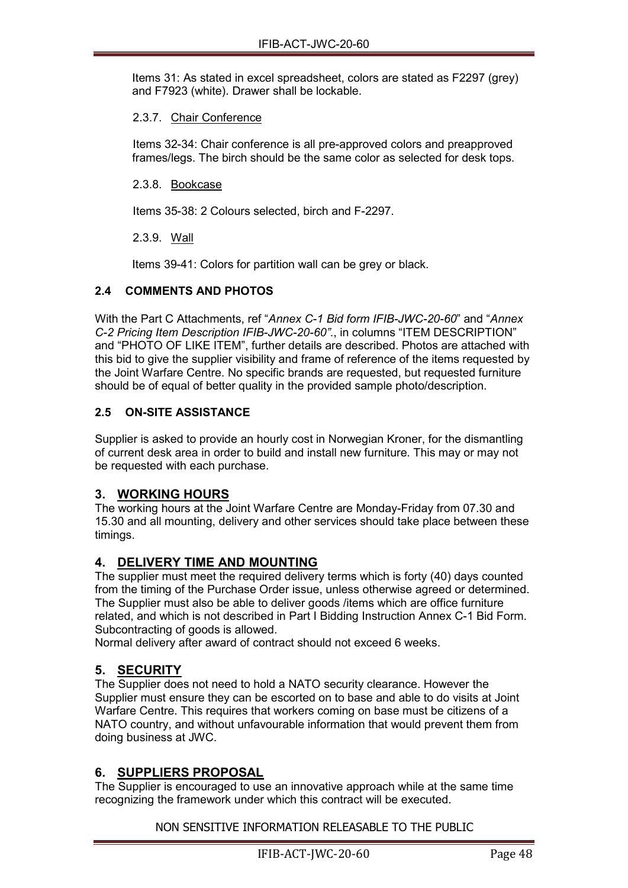Items 31: As stated in excel spreadsheet, colors are stated as F2297 (grey) and F7923 (white). Drawer shall be lockable.

#### 2.3.7. Chair Conference

Items 32-34: Chair conference is all pre-approved colors and preapproved frames/legs. The birch should be the same color as selected for desk tops.

#### 2.3.8. Bookcase

Items 35-38: 2 Colours selected, birch and F-2297.

#### 2.3.9. Wall

Items 39-41: Colors for partition wall can be grey or black.

### 2.4 COMMENTS AND PHOTOS

With the Part C Attachments, ref "*Annex C-1 Bid form IFIB-JWC-20-60*" and "*Annex C-2 Pricing Item Description IFIB-JWC-20-60"*., in columns "ITEM DESCRIPTION" and "PHOTO OF LIKE ITEM", further details are described. Photos are attached with this bid to give the supplier visibility and frame of reference of the items requested by the Joint Warfare Centre. No specific brands are requested, but requested furniture should be of equal of better quality in the provided sample photo/description.

### 2.5 ON-SITE ASSISTANCE

Supplier is asked to provide an hourly cost in Norwegian Kroner, for the dismantling of current desk area in order to build and install new furniture. This may or may not be requested with each purchase.

## 3. WORKING HOURS

The working hours at the Joint Warfare Centre are Monday-Friday from 07.30 and 15.30 and all mounting, delivery and other services should take place between these timings.

## 4. DELIVERY TIME AND MOUNTING

The supplier must meet the required delivery terms which is forty (40) days counted from the timing of the Purchase Order issue, unless otherwise agreed or determined. The Supplier must also be able to deliver goods /items which are office furniture related, and which is not described in Part I Bidding Instruction Annex C-1 Bid Form. Subcontracting of goods is allowed.
Normal delivery after award of contract should not exceed 6 weeks.

## 5. SECURITY

The Supplier does not need to hold a NATO security clearance. However the Supplier must ensure they can be escorted on to base and able to do visits at Joint Warfare Centre. This requires that workers coming on base must be citizens of a NATO country, and without unfavourable information that would prevent them from doing business at JWC.

## 6. SUPPLIERS PROPOSAL

The Supplier is encouraged to use an innovative approach while at the same time recognizing the framework under which this contract will be executed.

NON SENSITIVE INFORMATION RELEASABLE TO THE PUBLIC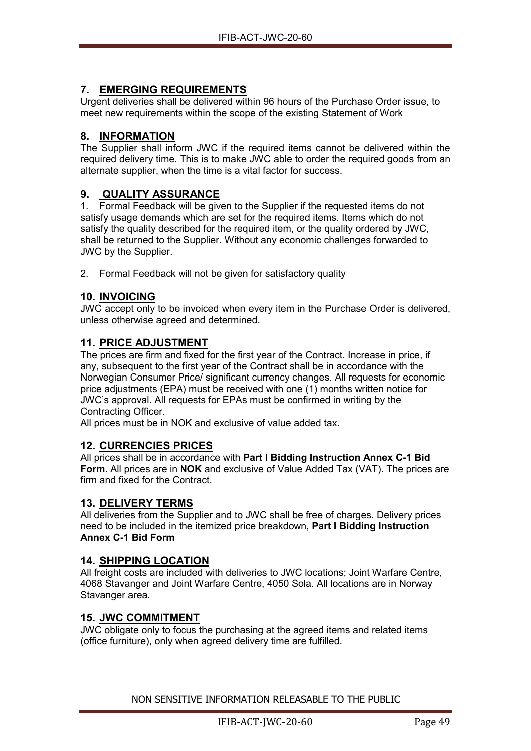## 7. EMERGING REQUIREMENTS

Urgent deliveries shall be delivered within 96 hours of the Purchase Order issue, to meet new requirements within the scope of the existing Statement of Work

## 8. INFORMATION

The Supplier shall inform JWC if the required items cannot be delivered within the required delivery time. This is to make JWC able to order the required goods from an alternate supplier, when the time is a vital factor for success.

## 9. QUALITY ASSURANCE

1. Formal Feedback will be given to the Supplier if the requested items do not satisfy usage demands which are set for the required items. Items which do not satisfy the quality described for the required item, or the quality ordered by JWC, shall be returned to the Supplier. Without any economic challenges forwarded to JWC by the Supplier.

2. Formal Feedback will not be given for satisfactory quality

## 10. INVOICING

JWC accept only to be invoiced when every item in the Purchase Order is delivered, unless otherwise agreed and determined.

## 11. PRICE ADJUSTMENT

The prices are firm and fixed for the first year of the Contract. Increase in price, if any, subsequent to the first year of the Contract shall be in accordance with the Norwegian Consumer Price/ significant currency changes. All requests for economic price adjustments (EPA) must be received with one (1) months written notice for JWC's approval. All requests for EPAs must be confirmed in writing by the Contracting Officer.

All prices must be in NOK and exclusive of value added tax.

## 12. CURRENCIES PRICES

All prices shall be in accordance with **Part I Bidding Instruction Annex C-1 Bid Form**. All prices are in **NOK** and exclusive of Value Added Tax (VAT). The prices are firm and fixed for the Contract.

## 13. DELIVERY TERMS

All deliveries from the Supplier and to JWC shall be free of charges. Delivery prices need to be included in the itemized price breakdown, **Part I Bidding Instruction Annex C-1 Bid Form**

## 14. SHIPPING LOCATION

All freight costs are included with deliveries to JWC locations; Joint Warfare Centre, 4068 Stavanger and Joint Warfare Centre, 4050 Sola. All locations are in Norway Stavanger area.

## 15. JWC COMMITMENT

JWC obligate only to focus the purchasing at the agreed items and related items (office furniture), only when agreed delivery time are fulfilled.

NON SENSITIVE INFORMATION RELEASABLE TO THE PUBLIC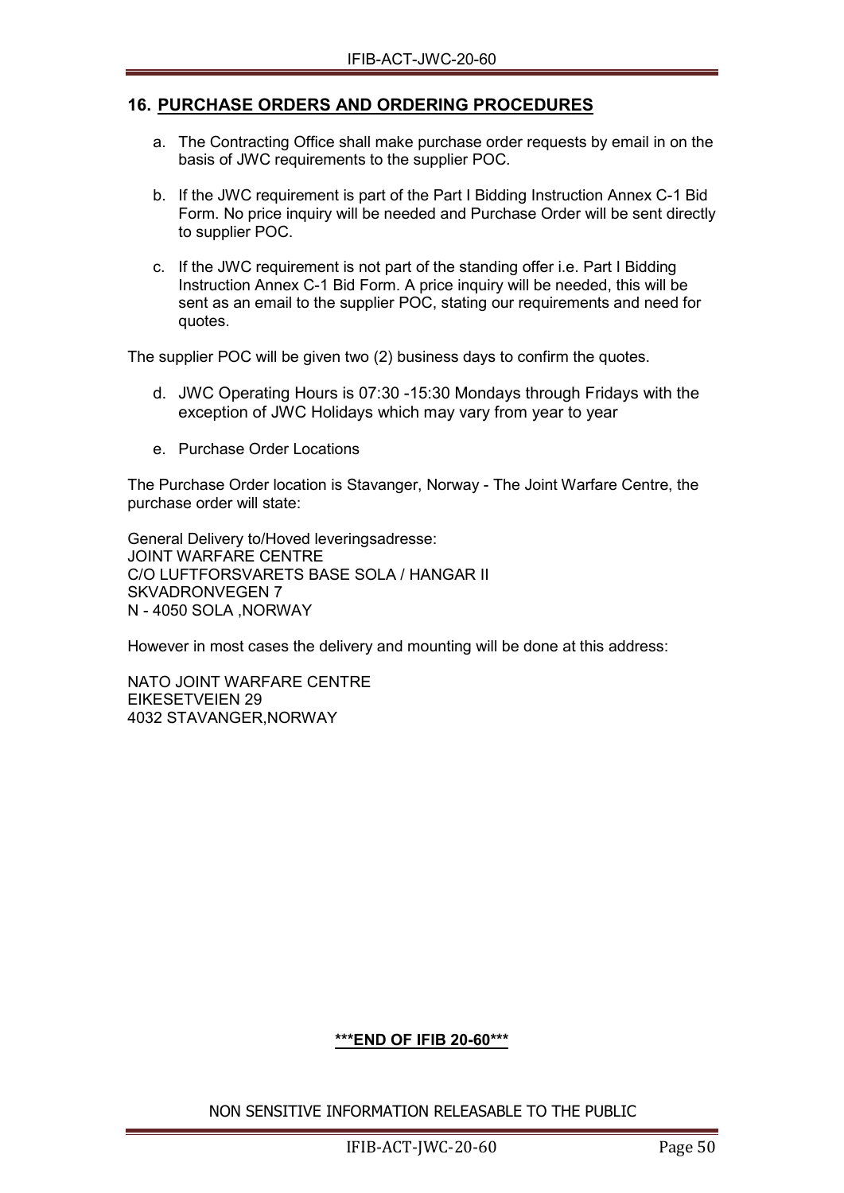## 16. PURCHASE ORDERS AND ORDERING PROCEDURES

a. The Contracting Office shall make purchase order requests by email in on the basis of JWC requirements to the supplier POC.

b. If the JWC requirement is part of the Part I Bidding Instruction Annex C-1 Bid Form. No price inquiry will be needed and Purchase Order will be sent directly to supplier POC.

c. If the JWC requirement is not part of the standing offer i.e. Part I Bidding Instruction Annex C-1 Bid Form. A price inquiry will be needed, this will be sent as an email to the supplier POC, stating our requirements and need for quotes.

The supplier POC will be given two (2) business days to confirm the quotes.

d. JWC Operating Hours is 07:30 -15:30 Mondays through Fridays with the exception of JWC Holidays which may vary from year to year

e. Purchase Order Locations

The Purchase Order location is Stavanger, Norway - The Joint Warfare Centre, the purchase order will state:

General Delivery to/Hoved leveringsadresse:
JOINT WARFARE CENTRE
C/O LUFTFORSVARETS BASE SOLA / HANGAR II
SKVADRONVEGEN 7
N - 4050 SOLA ,NORWAY

However in most cases the delivery and mounting will be done at this address:

NATO JOINT WARFARE CENTRE
EIKESETVEIEN 29
4032 STAVANGER,NORWAY

**\*\*\*END OF IFIB 20-60\*\*\***

NON SENSITIVE INFORMATION RELEASABLE TO THE PUBLIC